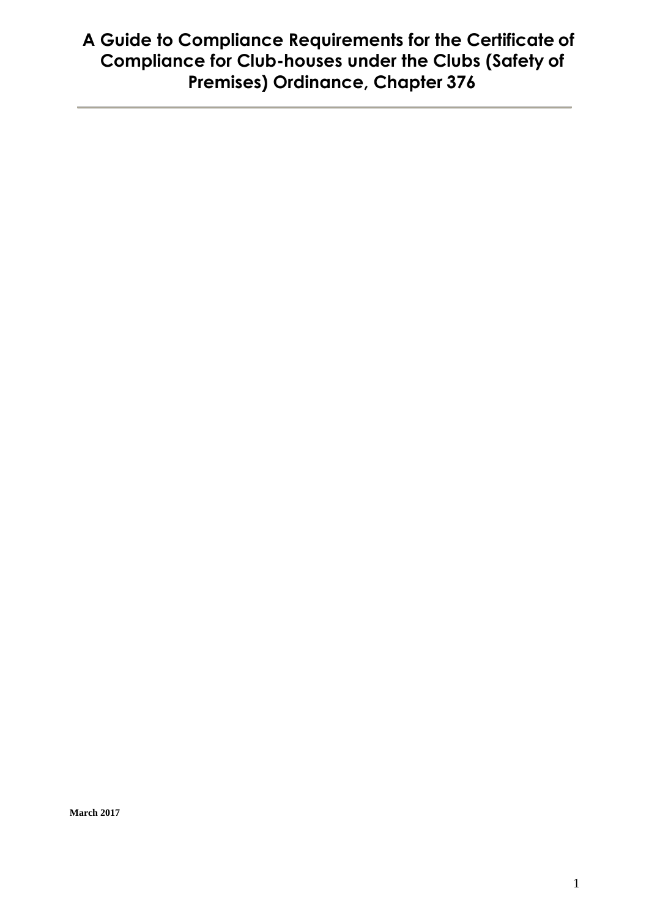# A Guide to Compliance Requirements for the Certificate of Compliance for Club-houses under the Clubs (Safety of Premises) Ordinance, Chapter 376

**March 2017**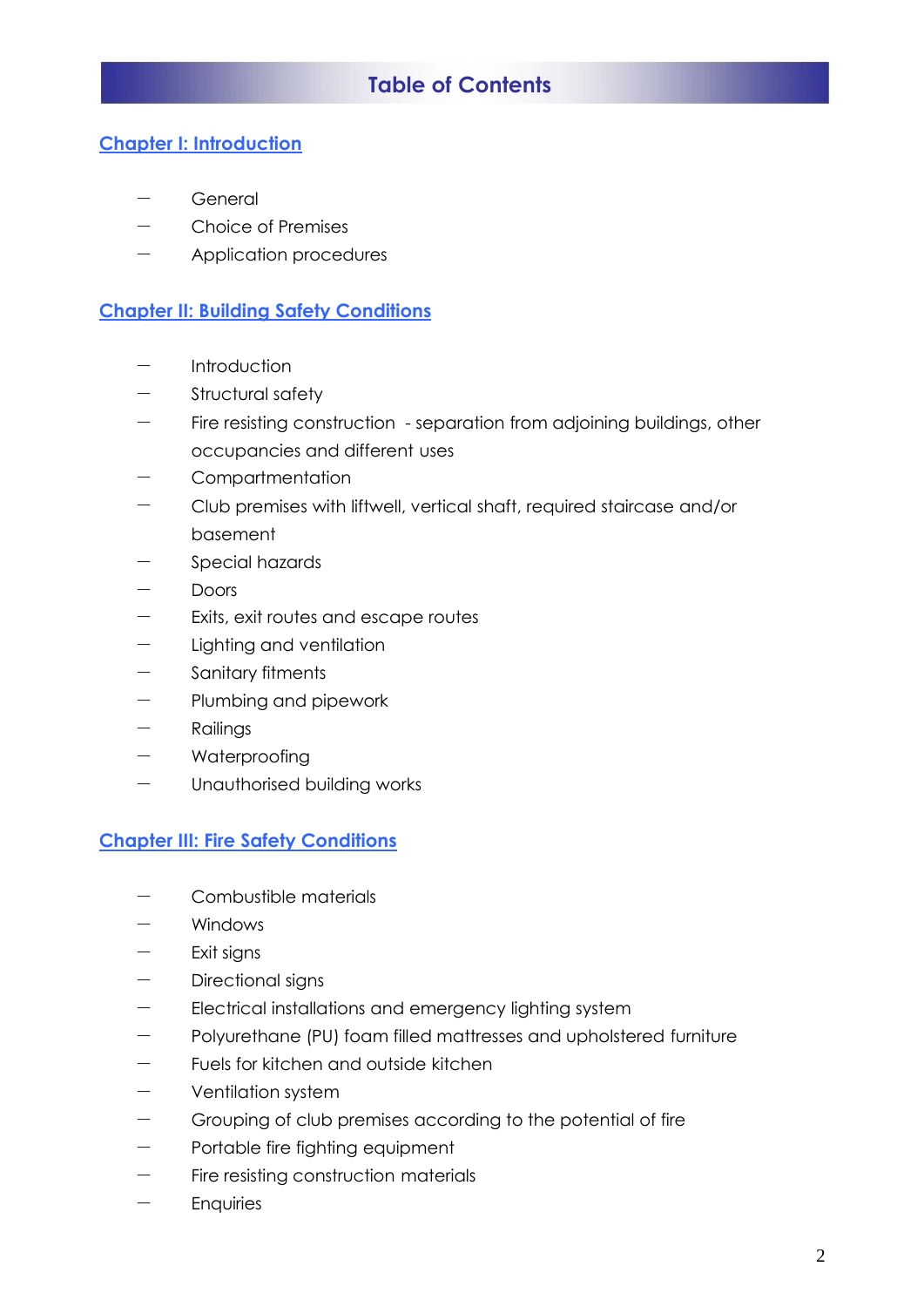# Table of Contents

## Chapter I: Introduction

- General
- Choice of Premises
- Application procedures

## Chapter II: Building Safety Conditions

- Introduction
- Structural safety
- Fire resisting construction - separation from adjoining buildings, other occupancies and different uses
- Compartmentation
- Club premises with liftwell, vertical shaft, required staircase and/or basement
- Special hazards
- Doors
- Exits, exit routes and escape routes
- Lighting and ventilation
- Sanitary fitments
- Plumbing and pipework
- Railings
- Waterproofing
- Unauthorised building works

## Chapter III: Fire Safety Conditions

- Combustible materials
- Windows
- Exit signs
- Directional signs
- Electrical installations and emergency lighting system
- Polyurethane (PU) foam filled mattresses and upholstered furniture
- Fuels for kitchen and outside kitchen
- Ventilation system
- Grouping of club premises according to the potential of fire
- Portable fire fighting equipment
- Fire resisting construction materials
- Enquiries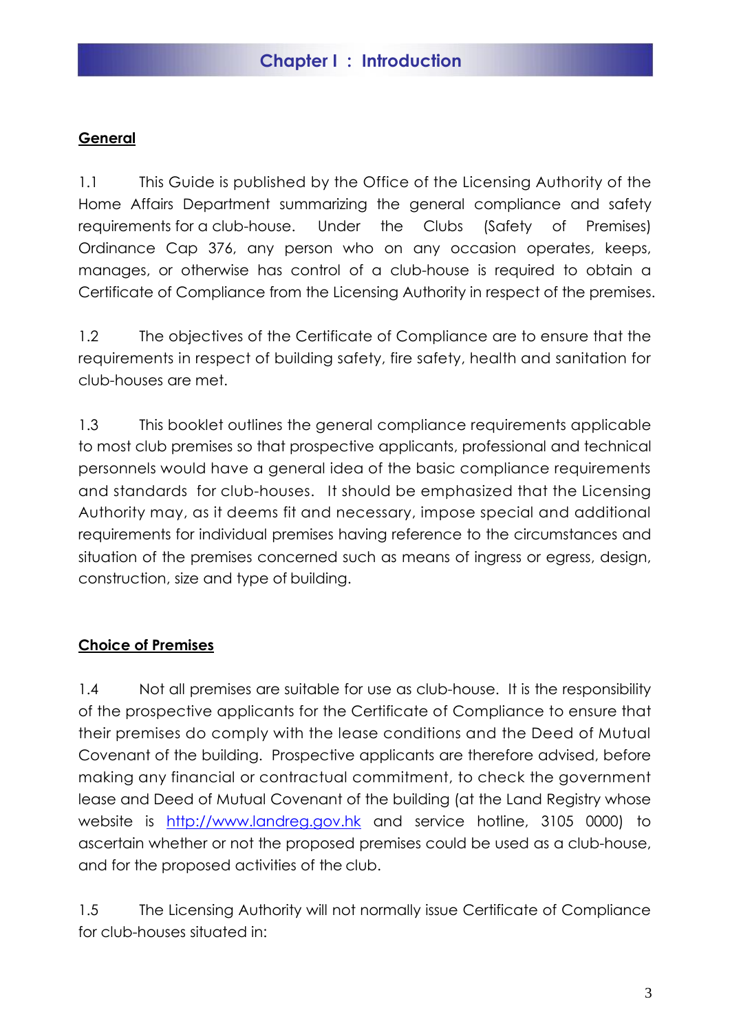# Chapter I : Introduction

## General

1.1 This Guide is published by the Office of the Licensing Authority of the Home Affairs Department summarizing the general compliance and safety requirements for a club-house. Under the Clubs (Safety of Premises) Ordinance Cap 376, any person who on any occasion operates, keeps, manages, or otherwise has control of a club-house is required to obtain a Certificate of Compliance from the Licensing Authority in respect of the premises.

1.2 The objectives of the Certificate of Compliance are to ensure that the requirements in respect of building safety, fire safety, health and sanitation for club-houses are met.

1.3 This booklet outlines the general compliance requirements applicable to most club premises so that prospective applicants, professional and technical personnels would have a general idea of the basic compliance requirements and standards for club-houses. It should be emphasized that the Licensing Authority may, as it deems fit and necessary, impose special and additional requirements for individual premises having reference to the circumstances and situation of the premises concerned such as means of ingress or egress, design, construction, size and type of building.

## Choice of Premises

1.4 Not all premises are suitable for use as club-house. It is the responsibility of the prospective applicants for the Certificate of Compliance to ensure that their premises do comply with the lease conditions and the Deed of Mutual Covenant of the building. Prospective applicants are therefore advised, before making any financial or contractual commitment, to check the government lease and Deed of Mutual Covenant of the building (at the Land Registry whose website is http://www.landreg.gov.hk and service hotline, 3105 0000) to ascertain whether or not the proposed premises could be used as a club-house, and for the proposed activities of the club.

1.5 The Licensing Authority will not normally issue Certificate of Compliance for club-houses situated in: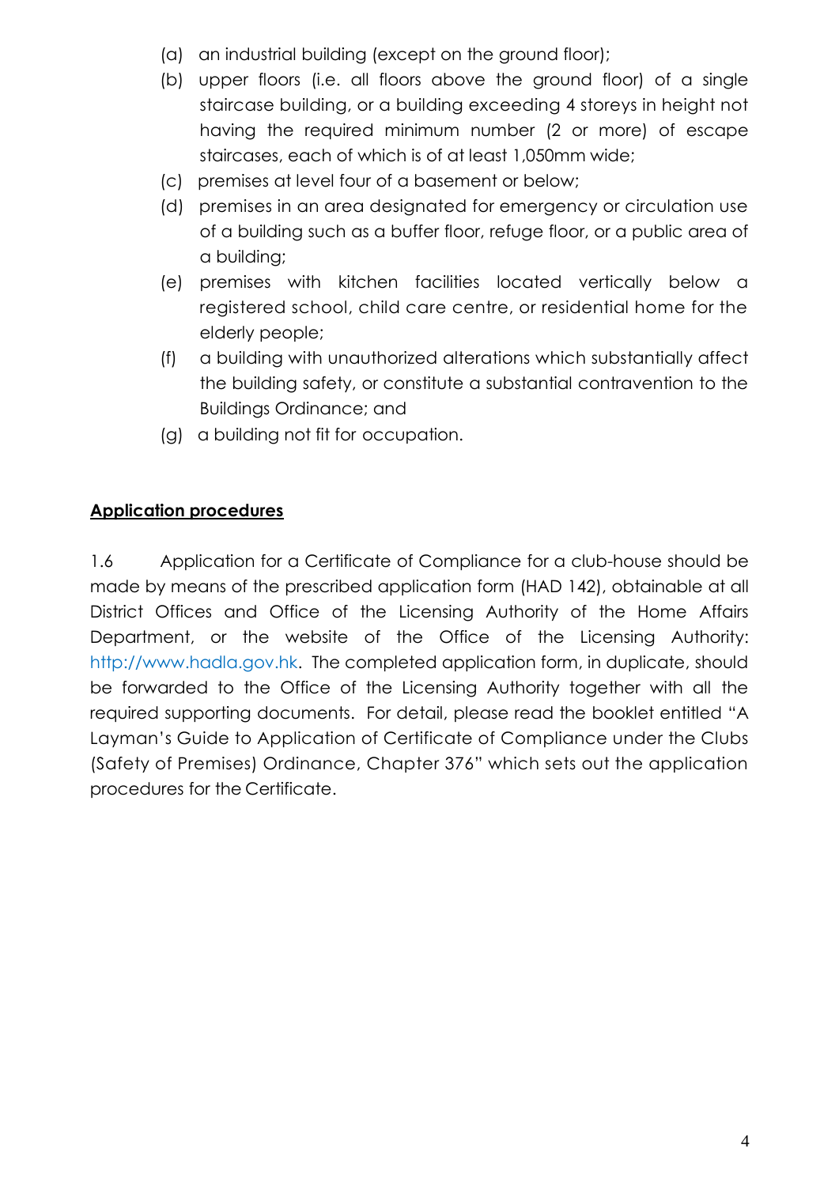(a) an industrial building (except on the ground floor);

(b) upper floors (i.e. all floors above the ground floor) of a single staircase building, or a building exceeding 4 storeys in height not having the required minimum number (2 or more) of escape staircases, each of which is of at least 1,050mm wide;

(c) premises at level four of a basement or below;

(d) premises in an area designated for emergency or circulation use of a building such as a buffer floor, refuge floor, or a public area of a building;

(e) premises with kitchen facilities located vertically below a registered school, child care centre, or residential home for the elderly people;

(f) a building with unauthorized alterations which substantially affect the building safety, or constitute a substantial contravention to the Buildings Ordinance; and

(g) a building not fit for occupation.

**<u>Application procedures</u>**

1.6 Application for a Certificate of Compliance for a club-house should be made by means of the prescribed application form (HAD 142), obtainable at all District Offices and Office of the Licensing Authority of the Home Affairs Department, or the website of the Office of the Licensing Authority: http://www.hadla.gov.hk. The completed application form, in duplicate, should be forwarded to the Office of the Licensing Authority together with all the required supporting documents. For detail, please read the booklet entitled "A Layman's Guide to Application of Certificate of Compliance under the Clubs (Safety of Premises) Ordinance, Chapter 376" which sets out the application procedures for the Certificate.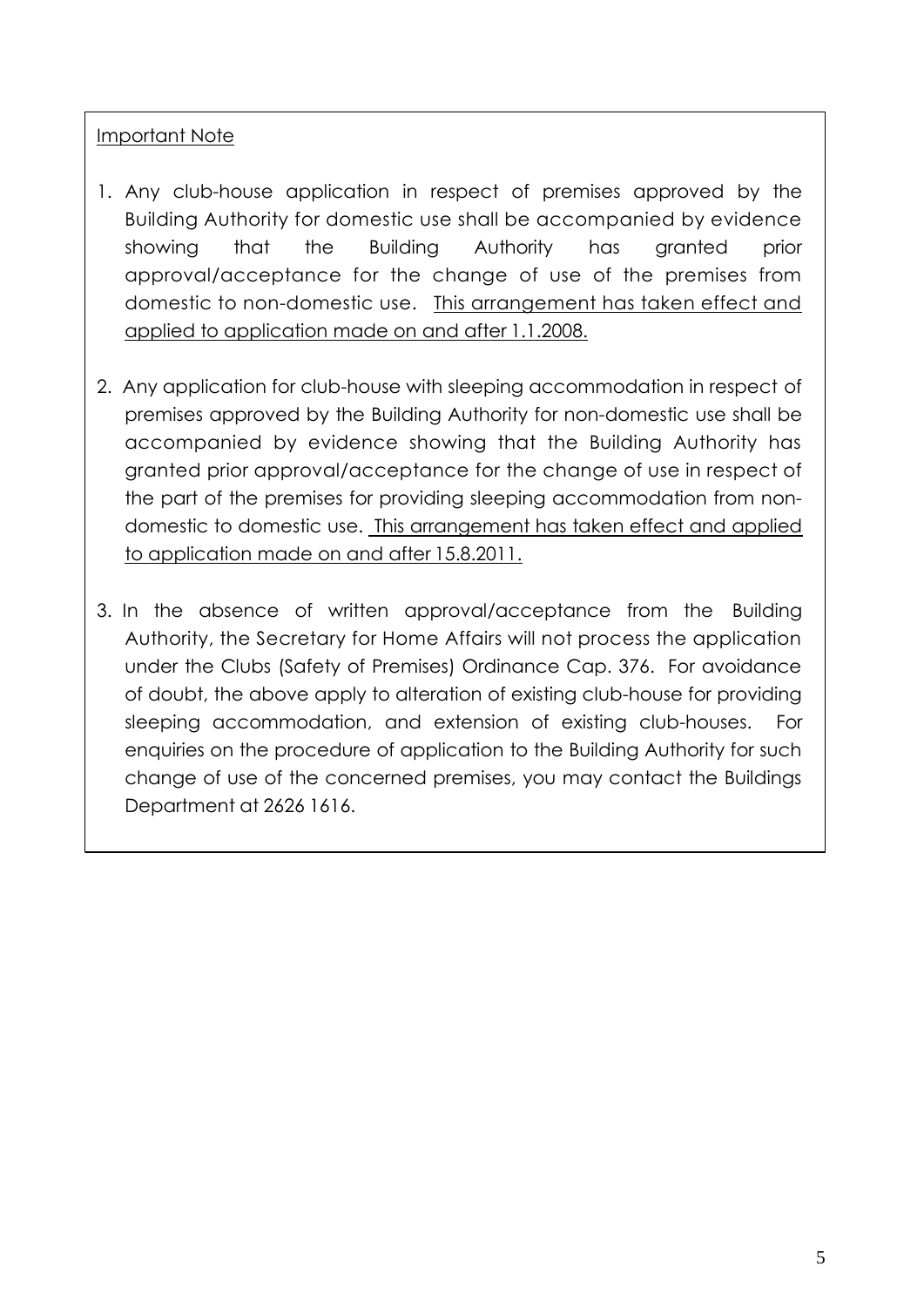<u>Important Note</u>

1. Any club-house application in respect of premises approved by the Building Authority for domestic use shall be accompanied by evidence showing that the Building Authority has granted prior approval/acceptance for the change of use of the premises from domestic to non-domestic use. <u>This arrangement has taken effect and applied to application made on and after 1.1.2008.</u>

2. Any application for club-house with sleeping accommodation in respect of premises approved by the Building Authority for non-domestic use shall be accompanied by evidence showing that the Building Authority has granted prior approval/acceptance for the change of use in respect of the part of the premises for providing sleeping accommodation from non-domestic to domestic use. <u>This arrangement has taken effect and applied to application made on and after 15.8.2011.</u>

3. In the absence of written approval/acceptance from the Building Authority, the Secretary for Home Affairs will not process the application under the Clubs (Safety of Premises) Ordinance Cap. 376. For avoidance of doubt, the above apply to alteration of existing club-house for providing sleeping accommodation, and extension of existing club-houses. For enquiries on the procedure of application to the Building Authority for such change of use of the concerned premises, you may contact the Buildings Department at 2626 1616.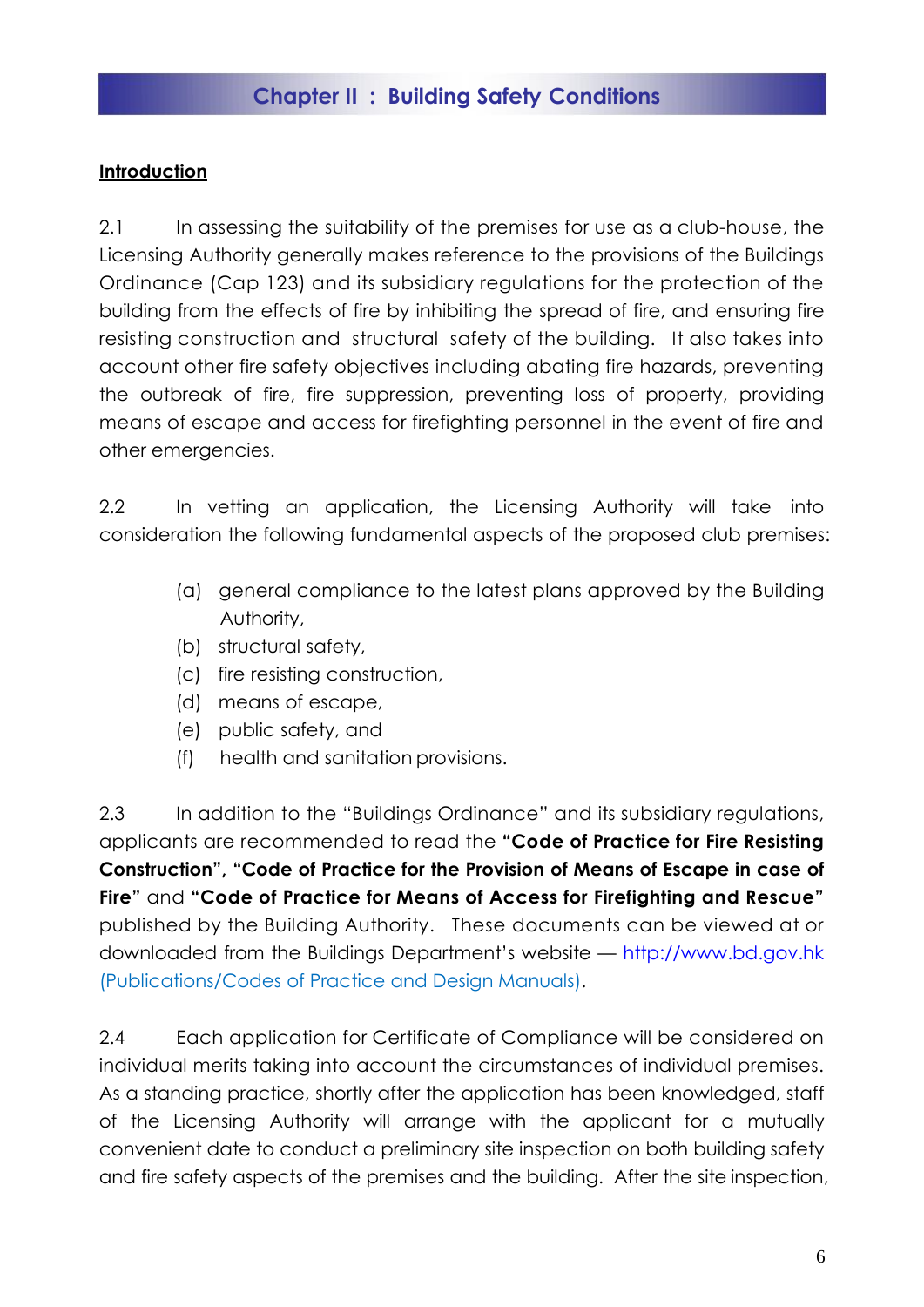## Chapter II : Building Safety Conditions

**Introduction**

2.1 In assessing the suitability of the premises for use as a club-house, the Licensing Authority generally makes reference to the provisions of the Buildings Ordinance (Cap 123) and its subsidiary regulations for the protection of the building from the effects of fire by inhibiting the spread of fire, and ensuring fire resisting construction and structural safety of the building. It also takes into account other fire safety objectives including abating fire hazards, preventing the outbreak of fire, fire suppression, preventing loss of property, providing means of escape and access for firefighting personnel in the event of fire and other emergencies.

2.2 In vetting an application, the Licensing Authority will take into consideration the following fundamental aspects of the proposed club premises:

(a) general compliance to the latest plans approved by the Building Authority,
(b) structural safety,
(c) fire resisting construction,
(d) means of escape,
(e) public safety, and
(f) health and sanitation provisions.

2.3 In addition to the "Buildings Ordinance" and its subsidiary regulations, applicants are recommended to read the **"Code of Practice for Fire Resisting Construction", "Code of Practice for the Provision of Means of Escape in case of Fire"** and **"Code of Practice for Means of Access for Firefighting and Rescue"** published by the Building Authority. These documents can be viewed at or downloaded from the Buildings Department's website — http://www.bd.gov.hk (Publications/Codes of Practice and Design Manuals).

2.4 Each application for Certificate of Compliance will be considered on individual merits taking into account the circumstances of individual premises. As a standing practice, shortly after the application has been knowledged, staff of the Licensing Authority will arrange with the applicant for a mutually convenient date to conduct a preliminary site inspection on both building safety and fire safety aspects of the premises and the building. After the site inspection,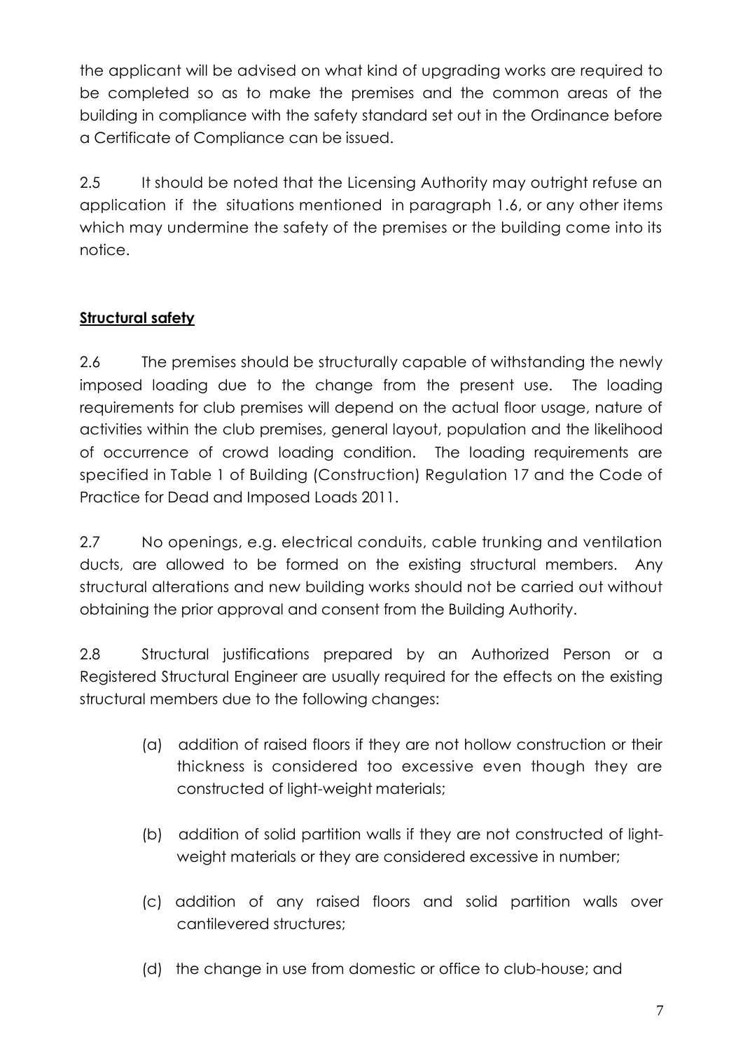the applicant will be advised on what kind of upgrading works are required to be completed so as to make the premises and the common areas of the building in compliance with the safety standard set out in the Ordinance before a Certificate of Compliance can be issued.

2.5 It should be noted that the Licensing Authority may outright refuse an application if the situations mentioned in paragraph 1.6, or any other items which may undermine the safety of the premises or the building come into its notice.

**Structural safety**

2.6 The premises should be structurally capable of withstanding the newly imposed loading due to the change from the present use. The loading requirements for club premises will depend on the actual floor usage, nature of activities within the club premises, general layout, population and the likelihood of occurrence of crowd loading condition. The loading requirements are specified in Table 1 of Building (Construction) Regulation 17 and the Code of Practice for Dead and Imposed Loads 2011.

2.7 No openings, e.g. electrical conduits, cable trunking and ventilation ducts, are allowed to be formed on the existing structural members. Any structural alterations and new building works should not be carried out without obtaining the prior approval and consent from the Building Authority.

2.8 Structural justifications prepared by an Authorized Person or a Registered Structural Engineer are usually required for the effects on the existing structural members due to the following changes:

(a) addition of raised floors if they are not hollow construction or their thickness is considered too excessive even though they are constructed of light-weight materials;

(b) addition of solid partition walls if they are not constructed of light-weight materials or they are considered excessive in number;

(c) addition of any raised floors and solid partition walls over cantilevered structures;

(d) the change in use from domestic or office to club-house; and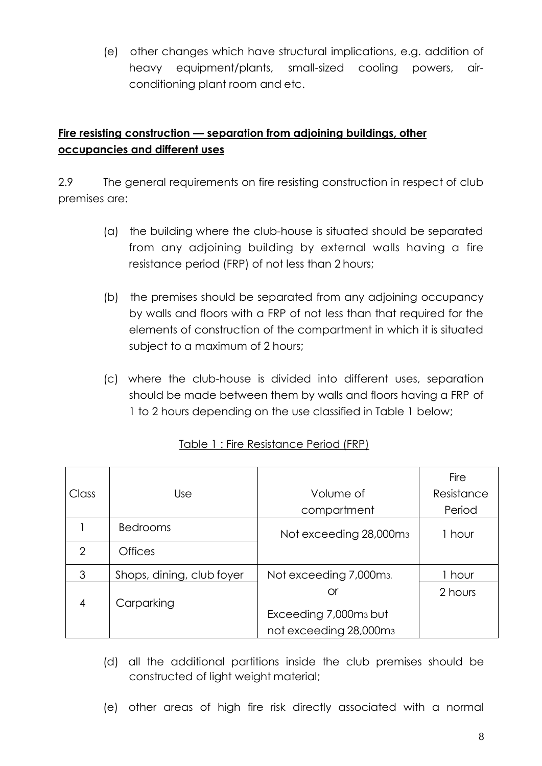(e) other changes which have structural implications, e.g. addition of heavy equipment/plants, small-sized cooling powers, air-conditioning plant room and etc.

**Fire resisting construction — separation from adjoining buildings, other occupancies and different uses**

2.9 The general requirements on fire resisting construction in respect of club premises are:

(a) the building where the club-house is situated should be separated from any adjoining building by external walls having a fire resistance period (FRP) of not less than 2 hours;

(b) the premises should be separated from any adjoining occupancy by walls and floors with a FRP of not less than that required for the elements of construction of the compartment in which it is situated subject to a maximum of 2 hours;

(c) where the club-house is divided into different uses, separation should be made between them by walls and floors having a FRP of 1 to 2 hours depending on the use classified in Table 1 below;

Table 1 : Fire Resistance Period (FRP)

| Class | Use | Volume of compartment | Fire Resistance Period |
|---|---|---|---|
| 1 | Bedrooms | Not exceeding 28,000$m^3$ | 1 hour |
| 2 | Offices | | |
| 3 | Shops, dining, club foyer | Not exceeding 7,000$m^3$, | 1 hour |
| 4 | Carparking | or<br>Exceeding 7,000$m^3$ but not exceeding 28,000$m^3$ | 2 hours |

(d) all the additional partitions inside the club premises should be constructed of light weight material;

(e) other areas of high fire risk directly associated with a normal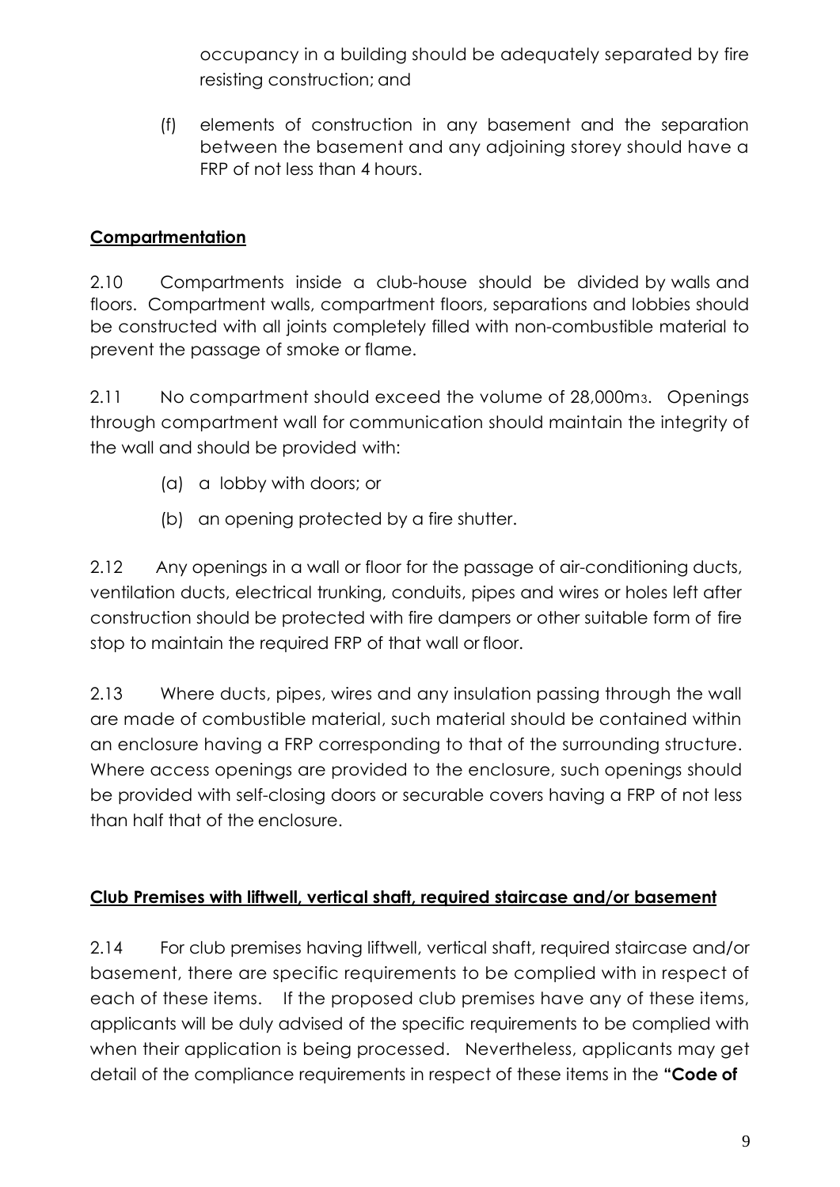occupancy in a building should be adequately separated by fire resisting construction; and

(f) elements of construction in any basement and the separation between the basement and any adjoining storey should have a FRP of not less than 4 hours.

## **Compartmentation**

2.10 Compartments inside a club-house should be divided by walls and floors. Compartment walls, compartment floors, separations and lobbies should be constructed with all joints completely filled with non-combustible material to prevent the passage of smoke or flame.

2.11 No compartment should exceed the volume of 28,000$m^3$. Openings through compartment wall for communication should maintain the integrity of the wall and should be provided with:

(a) a lobby with doors; or

(b) an opening protected by a fire shutter.

2.12 Any openings in a wall or floor for the passage of air-conditioning ducts, ventilation ducts, electrical trunking, conduits, pipes and wires or holes left after construction should be protected with fire dampers or other suitable form of fire stop to maintain the required FRP of that wall or floor.

2.13 Where ducts, pipes, wires and any insulation passing through the wall are made of combustible material, such material should be contained within an enclosure having a FRP corresponding to that of the surrounding structure. Where access openings are provided to the enclosure, such openings should be provided with self-closing doors or securable covers having a FRP of not less than half that of the enclosure.

## **Club Premises with liftwell, vertical shaft, required staircase and/or basement**

2.14 For club premises having liftwell, vertical shaft, required staircase and/or basement, there are specific requirements to be complied with in respect of each of these items. If the proposed club premises have any of these items, applicants will be duly advised of the specific requirements to be complied with when their application is being processed. Nevertheless, applicants may get detail of the compliance requirements in respect of these items in the **"Code of**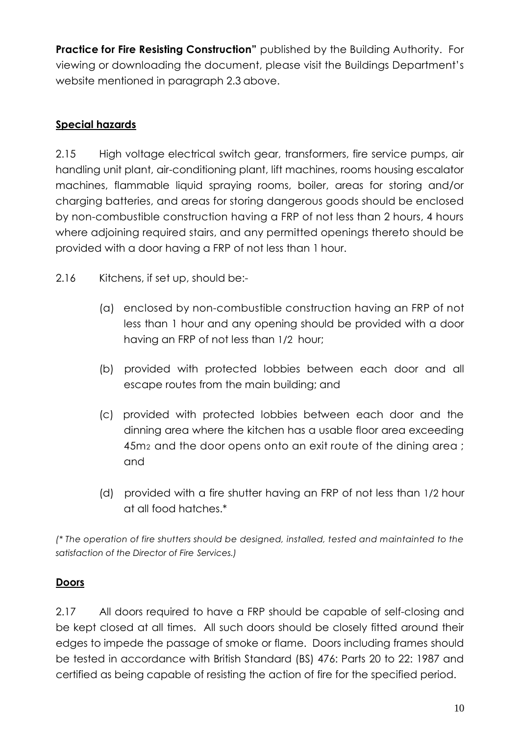**Practice for Fire Resisting Construction"** published by the Building Authority. For viewing or downloading the document, please visit the Buildings Department's website mentioned in paragraph 2.3 above.

## Special hazards

2.15 High voltage electrical switch gear, transformers, fire service pumps, air handling unit plant, air-conditioning plant, lift machines, rooms housing escalator machines, flammable liquid spraying rooms, boiler, areas for storing and/or charging batteries, and areas for storing dangerous goods should be enclosed by non-combustible construction having a FRP of not less than 2 hours, 4 hours where adjoining required stairs, and any permitted openings thereto should be provided with a door having a FRP of not less than 1 hour.

2.16 Kitchens, if set up, should be:-

(a) enclosed by non-combustible construction having an FRP of not less than 1 hour and any opening should be provided with a door having an FRP of not less than 1/2 hour;

(b) provided with protected lobbies between each door and all escape routes from the main building; and

(c) provided with protected lobbies between each door and the dinning area where the kitchen has a usable floor area exceeding 45m$^2$ and the door opens onto an exit route of the dining area ; and

(d) provided with a fire shutter having an FRP of not less than 1/2 hour at all food hatches.*

*(* The operation of fire shutters should be designed, installed, tested and maintainted to the satisfaction of the Director of Fire Services.)*

## Doors

2.17 All doors required to have a FRP should be capable of self-closing and be kept closed at all times. All such doors should be closely fitted around their edges to impede the passage of smoke or flame. Doors including frames should be tested in accordance with British Standard (BS) 476: Parts 20 to 22: 1987 and certified as being capable of resisting the action of fire for the specified period.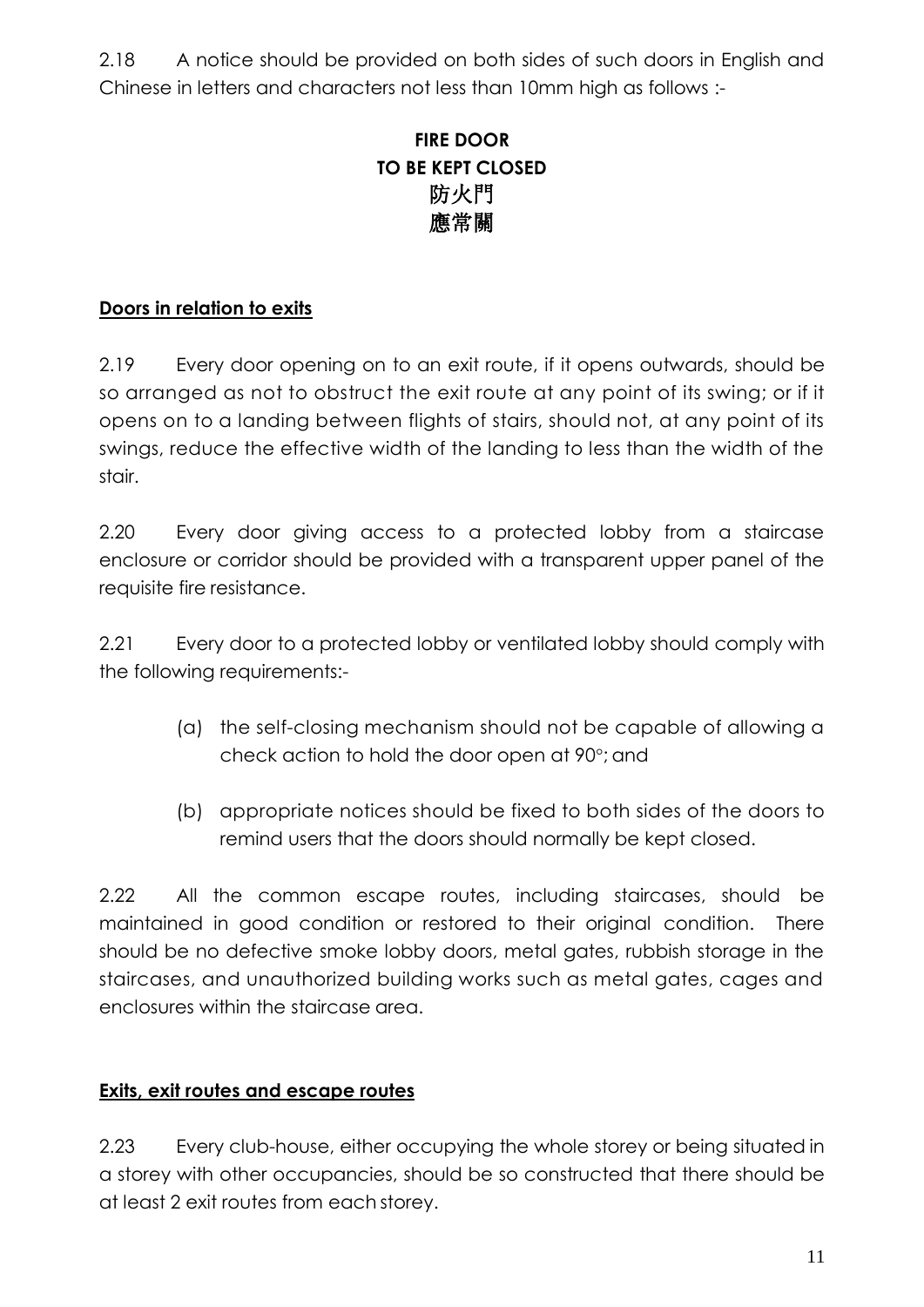2.18 A notice should be provided on both sides of such doors in English and Chinese in letters and characters not less than 10mm high as follows :-

**FIRE DOOR**
**TO BE KEPT CLOSED**
**防火門**
**應常關**

**Doors in relation to exits**

2.19 Every door opening on to an exit route, if it opens outwards, should be so arranged as not to obstruct the exit route at any point of its swing; or if it opens on to a landing between flights of stairs, should not, at any point of its swings, reduce the effective width of the landing to less than the width of the stair.

2.20 Every door giving access to a protected lobby from a staircase enclosure or corridor should be provided with a transparent upper panel of the requisite fire resistance.

2.21 Every door to a protected lobby or ventilated lobby should comply with the following requirements:-

(a) the self-closing mechanism should not be capable of allowing a check action to hold the door open at 90°; and

(b) appropriate notices should be fixed to both sides of the doors to remind users that the doors should normally be kept closed.

2.22 All the common escape routes, including staircases, should be maintained in good condition or restored to their original condition. There should be no defective smoke lobby doors, metal gates, rubbish storage in the staircases, and unauthorized building works such as metal gates, cages and enclosures within the staircase area.

**Exits, exit routes and escape routes**

2.23 Every club-house, either occupying the whole storey or being situated in a storey with other occupancies, should be so constructed that there should be at least 2 exit routes from each storey.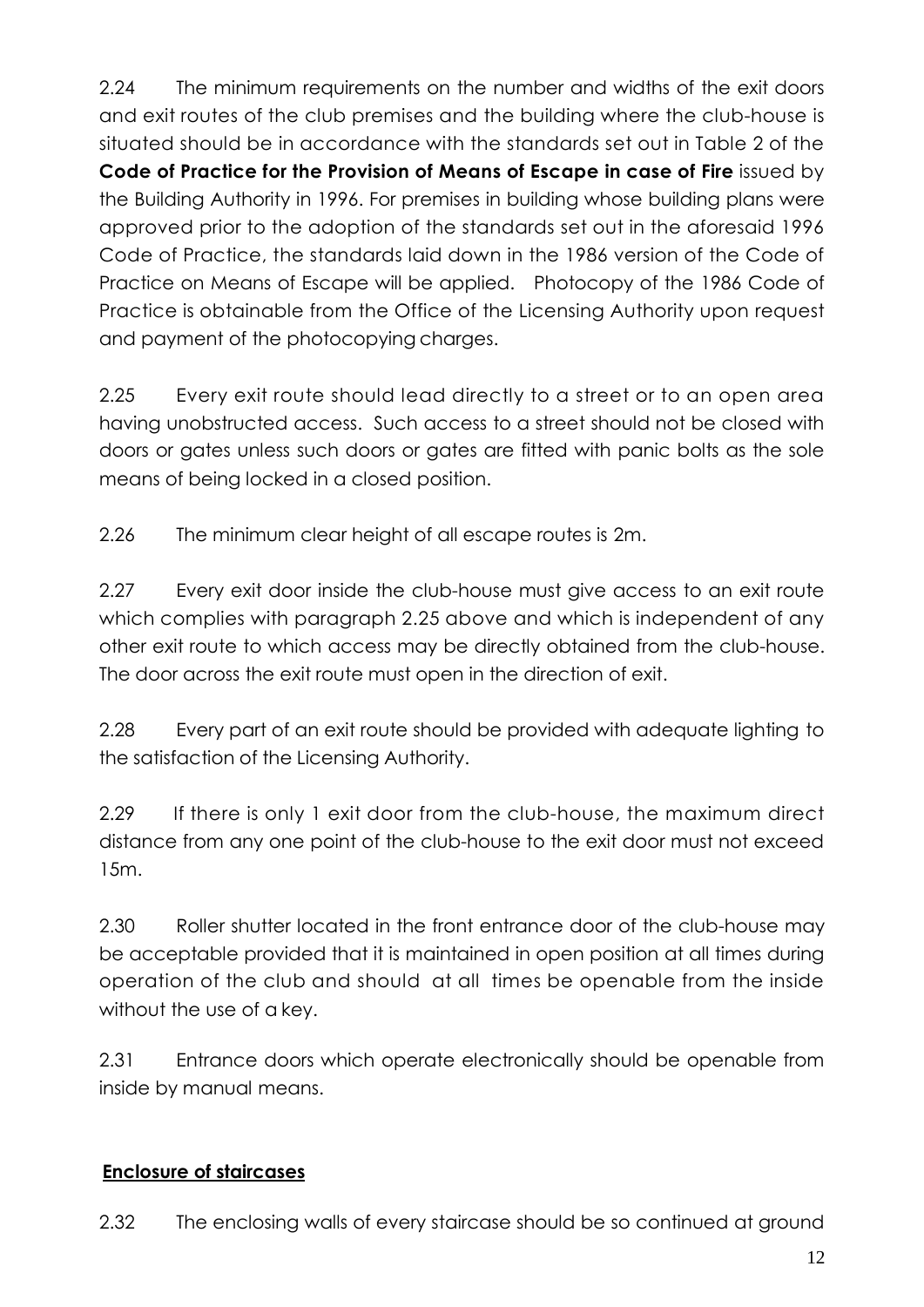2.24 The minimum requirements on the number and widths of the exit doors and exit routes of the club premises and the building where the club-house is situated should be in accordance with the standards set out in Table 2 of the **Code of Practice for the Provision of Means of Escape in case of Fire** issued by the Building Authority in 1996. For premises in building whose building plans were approved prior to the adoption of the standards set out in the aforesaid 1996 Code of Practice, the standards laid down in the 1986 version of the Code of Practice on Means of Escape will be applied. Photocopy of the 1986 Code of Practice is obtainable from the Office of the Licensing Authority upon request and payment of the photocopying charges.

2.25 Every exit route should lead directly to a street or to an open area having unobstructed access. Such access to a street should not be closed with doors or gates unless such doors or gates are fitted with panic bolts as the sole means of being locked in a closed position.

2.26 The minimum clear height of all escape routes is 2m.

2.27 Every exit door inside the club-house must give access to an exit route which complies with paragraph 2.25 above and which is independent of any other exit route to which access may be directly obtained from the club-house. The door across the exit route must open in the direction of exit.

2.28 Every part of an exit route should be provided with adequate lighting to the satisfaction of the Licensing Authority.

2.29 If there is only 1 exit door from the club-house, the maximum direct distance from any one point of the club-house to the exit door must not exceed 15m.

2.30 Roller shutter located in the front entrance door of the club-house may be acceptable provided that it is maintained in open position at all times during operation of the club and should at all times be openable from the inside without the use of a key.

2.31 Entrance doors which operate electronically should be openable from inside by manual means.

## Enclosure of staircases

2.32 The enclosing walls of every staircase should be so continued at ground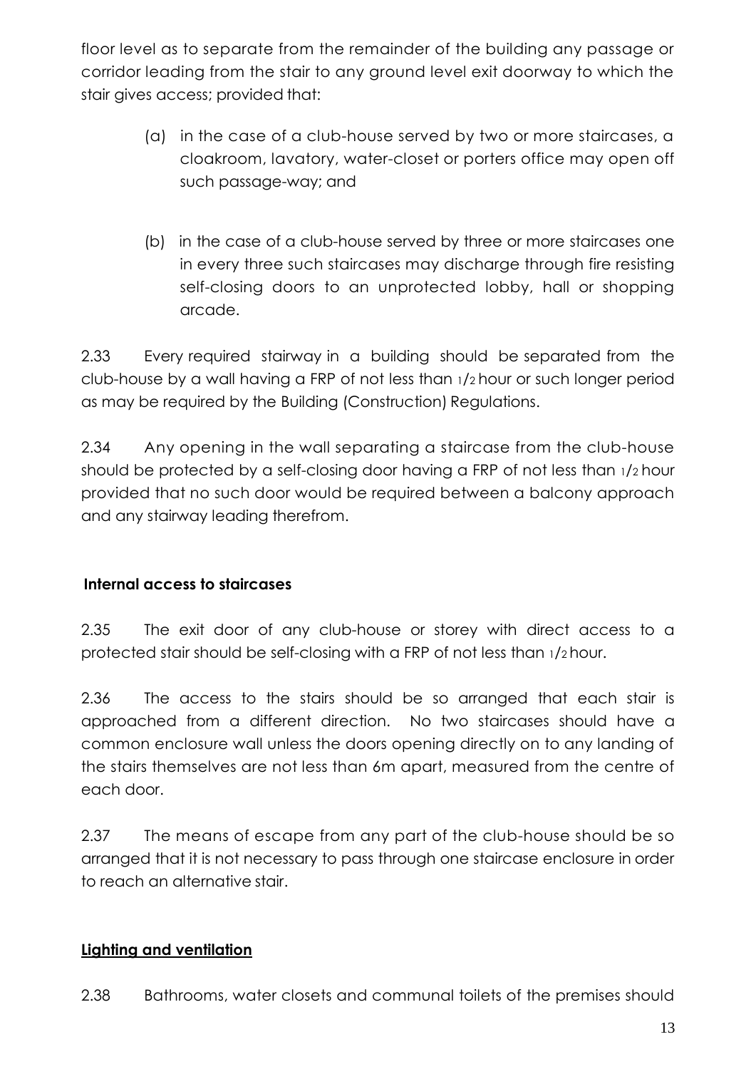floor level as to separate from the remainder of the building any passage or corridor leading from the stair to any ground level exit doorway to which the stair gives access; provided that:

(a) in the case of a club-house served by two or more staircases, a cloakroom, lavatory, water-closet or porters office may open off such passage-way; and

(b) in the case of a club-house served by three or more staircases one in every three such staircases may discharge through fire resisting self-closing doors to an unprotected lobby, hall or shopping arcade.

2.33 Every required stairway in a building should be separated from the club-house by a wall having a FRP of not less than 1/2 hour or such longer period as may be required by the Building (Construction) Regulations.

2.34 Any opening in the wall separating a staircase from the club-house should be protected by a self-closing door having a FRP of not less than 1/2 hour provided that no such door would be required between a balcony approach and any stairway leading therefrom.

**Internal access to staircases**

2.35 The exit door of any club-house or storey with direct access to a protected stair should be self-closing with a FRP of not less than 1/2 hour.

2.36 The access to the stairs should be so arranged that each stair is approached from a different direction. No two staircases should have a common enclosure wall unless the doors opening directly on to any landing of the stairs themselves are not less than 6m apart, measured from the centre of each door.

2.37 The means of escape from any part of the club-house should be so arranged that it is not necessary to pass through one staircase enclosure in order to reach an alternative stair.

**Lighting and ventilation**

2.38 Bathrooms, water closets and communal toilets of the premises should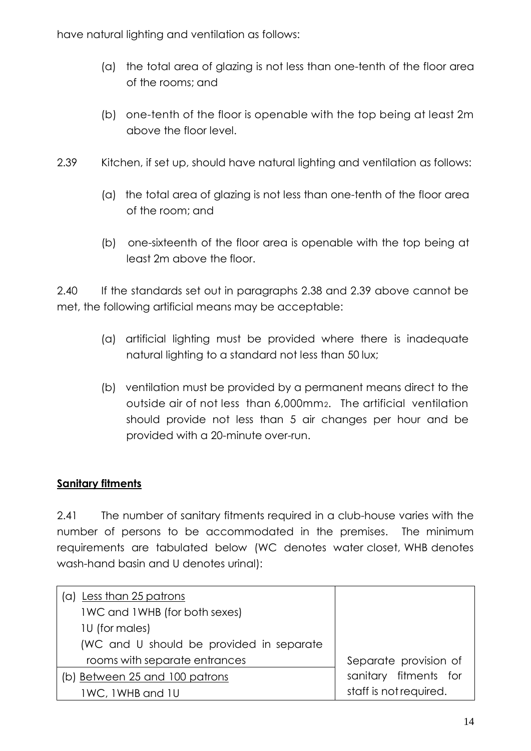have natural lighting and ventilation as follows:

(a) the total area of glazing is not less than one-tenth of the floor area of the rooms; and

(b) one-tenth of the floor is openable with the top being at least 2m above the floor level.

2.39 Kitchen, if set up, should have natural lighting and ventilation as follows:

(a) the total area of glazing is not less than one-tenth of the floor area of the room; and

(b) one-sixteenth of the floor area is openable with the top being at least 2m above the floor.

2.40 If the standards set out in paragraphs 2.38 and 2.39 above cannot be met, the following artificial means may be acceptable:

(a) artificial lighting must be provided where there is inadequate natural lighting to a standard not less than 50 lux;

(b) ventilation must be provided by a permanent means direct to the outside air of not less than 6,000mm$^2$. The artificial ventilation should provide not less than 5 air changes per hour and be provided with a 20-minute over-run.

**Sanitary fitments**

2.41 The number of sanitary fitments required in a club-house varies with the number of persons to be accommodated in the premises. The minimum requirements are tabulated below (WC denotes water closet, WHB denotes wash-hand basin and U denotes urinal):

| | |
|---|---|
| (a) Less than 25 patrons<br>1WC and 1WHB (for both sexes)<br>1U (for males)<br>(WC and U should be provided in separate rooms with separate entrances | Separate provision of sanitary fitments for staff is not required. |
| (b) Between 25 and 100 patrons<br>1WC, 1WHB and 1U | |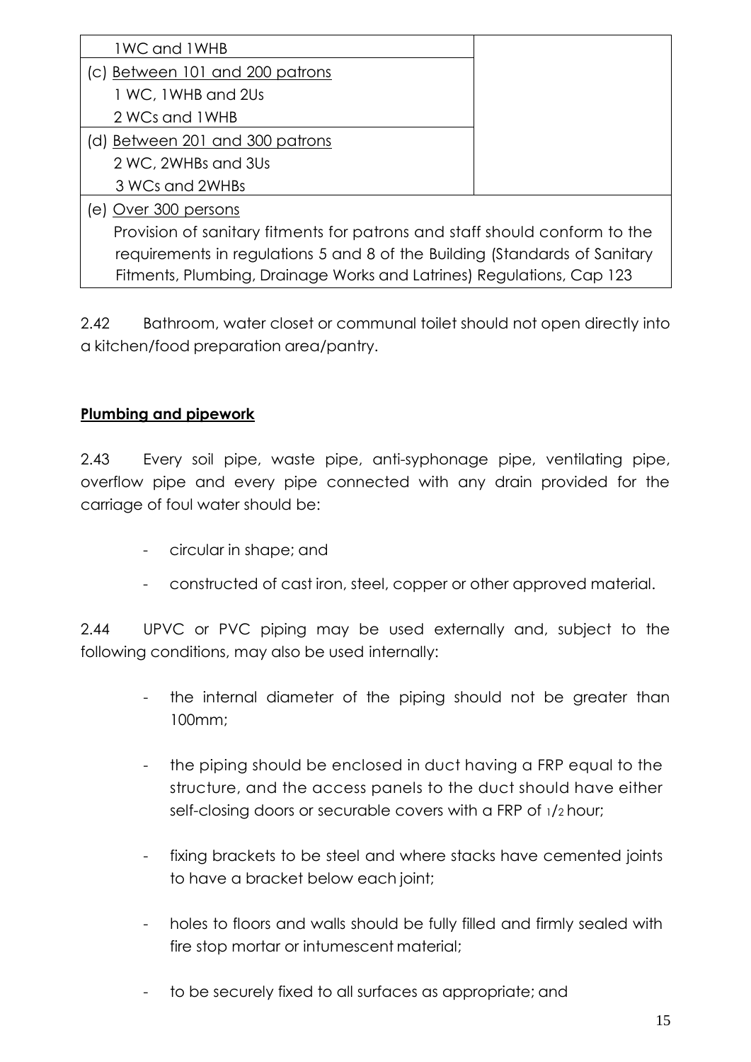| | |
|---|---|
| 1WC and 1WHB | |
| (c) <u>Between 101 and 200 patrons</u><br>1 WC, 1WHB and 2Us<br>2 WCs and 1WHB | |
| (d) <u>Between 201 and 300 patrons</u><br>2 WC, 2WHBs and 3Us<br>3 WCs and 2WHBs | |
| (e) <u>Over 300 persons</u><br>Provision of sanitary fitments for patrons and staff should conform to the requirements in regulations 5 and 8 of the Building (Standards of Sanitary Fitments, Plumbing, Drainage Works and Latrines) Regulations, Cap 123 | |

2.42 Bathroom, water closet or communal toilet should not open directly into a kitchen/food preparation area/pantry.

**<u>Plumbing and pipework</u>**

2.43 Every soil pipe, waste pipe, anti-syphonage pipe, ventilating pipe, overflow pipe and every pipe connected with any drain provided for the carriage of foul water should be:

- circular in shape; and
- constructed of cast iron, steel, copper or other approved material.

2.44 UPVC or PVC piping may be used externally and, subject to the following conditions, may also be used internally:

- the internal diameter of the piping should not be greater than 100mm;
- the piping should be enclosed in duct having a FRP equal to the structure, and the access panels to the duct should have either self-closing doors or securable covers with a FRP of 1/2 hour;
- fixing brackets to be steel and where stacks have cemented joints to have a bracket below each joint;
- holes to floors and walls should be fully filled and firmly sealed with fire stop mortar or intumescent material;
- to be securely fixed to all surfaces as appropriate; and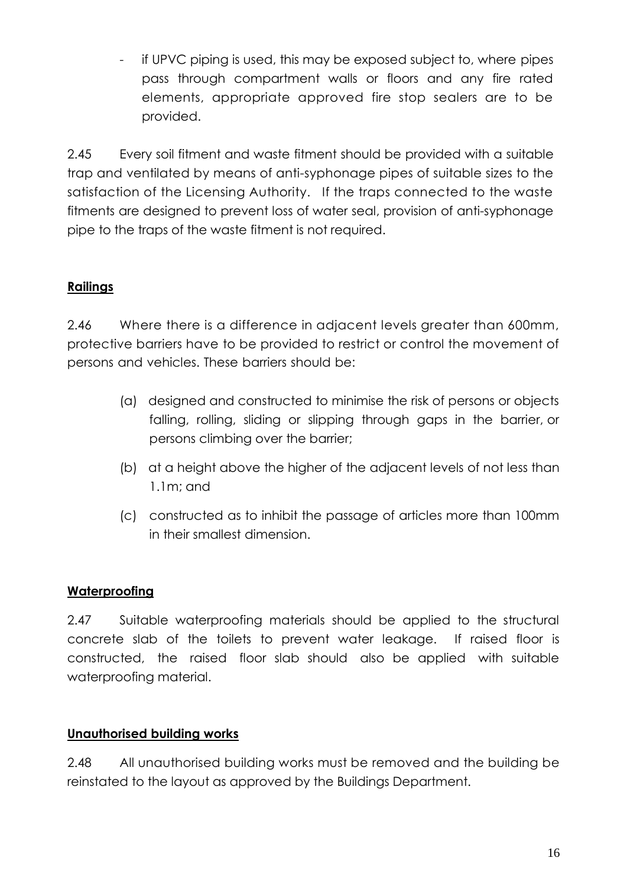- if UPVC piping is used, this may be exposed subject to, where pipes pass through compartment walls or floors and any fire rated elements, appropriate approved fire stop sealers are to be provided.

2.45 Every soil fitment and waste fitment should be provided with a suitable trap and ventilated by means of anti-syphonage pipes of suitable sizes to the satisfaction of the Licensing Authority. If the traps connected to the waste fitments are designed to prevent loss of water seal, provision of anti-syphonage pipe to the traps of the waste fitment is not required.

**Railings**

2.46 Where there is a difference in adjacent levels greater than 600mm, protective barriers have to be provided to restrict or control the movement of persons and vehicles. These barriers should be:

(a) designed and constructed to minimise the risk of persons or objects falling, rolling, sliding or slipping through gaps in the barrier, or persons climbing over the barrier;

(b) at a height above the higher of the adjacent levels of not less than 1.1m; and

(c) constructed as to inhibit the passage of articles more than 100mm in their smallest dimension.

**Waterproofing**

2.47 Suitable waterproofing materials should be applied to the structural concrete slab of the toilets to prevent water leakage. If raised floor is constructed, the raised floor slab should also be applied with suitable waterproofing material.

**Unauthorised building works**

2.48 All unauthorised building works must be removed and the building be reinstated to the layout as approved by the Buildings Department.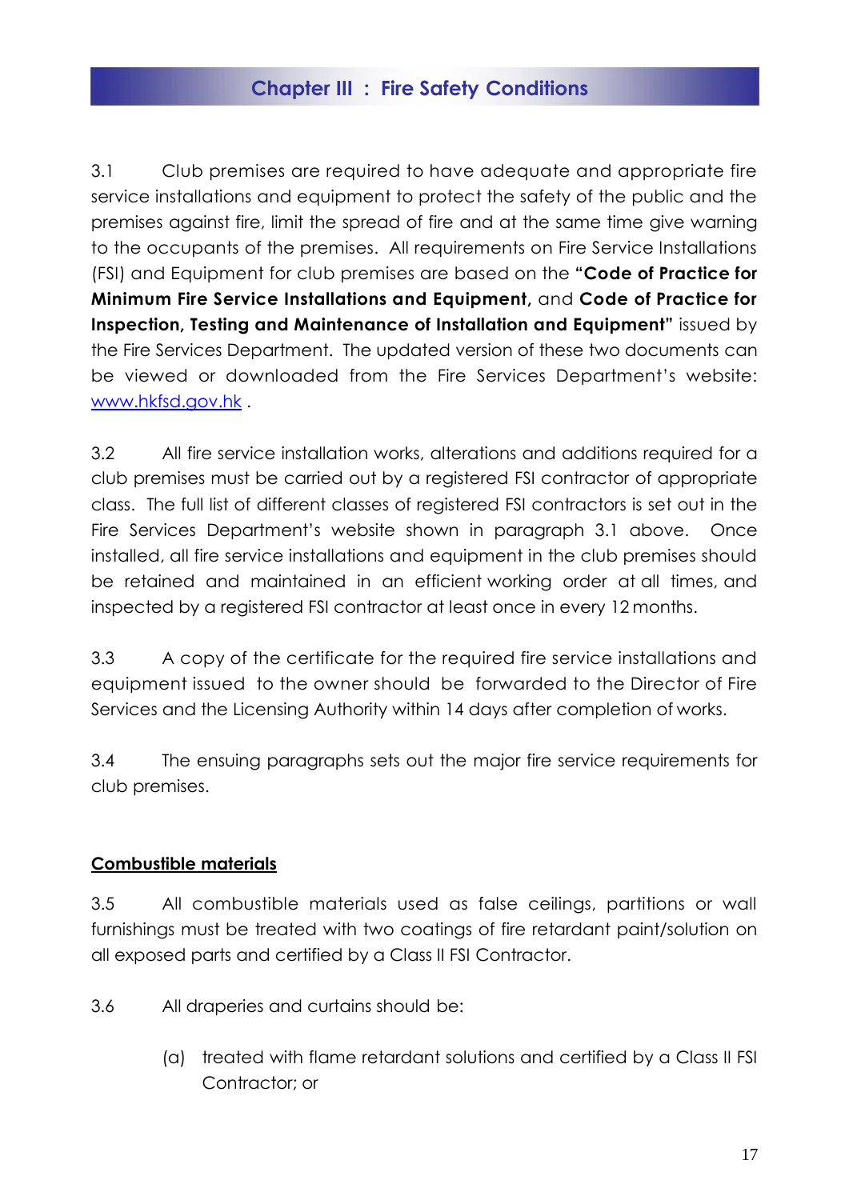## Chapter III : Fire Safety Conditions

3.1 Club premises are required to have adequate and appropriate fire service installations and equipment to protect the safety of the public and the premises against fire, limit the spread of fire and at the same time give warning to the occupants of the premises. All requirements on Fire Service Installations (FSI) and Equipment for club premises are based on the **"Code of Practice for Minimum Fire Service Installations and Equipment,** and **Code of Practice for Inspection, Testing and Maintenance of Installation and Equipment"** issued by the Fire Services Department. The updated version of these two documents can be viewed or downloaded from the Fire Services Department's website: [www.hkfsd.gov.hk](http://www.hkfsd.gov.hk) .

3.2 All fire service installation works, alterations and additions required for a club premises must be carried out by a registered FSI contractor of appropriate class. The full list of different classes of registered FSI contractors is set out in the Fire Services Department's website shown in paragraph 3.1 above. Once installed, all fire service installations and equipment in the club premises should be retained and maintained in an efficient working order at all times, and inspected by a registered FSI contractor at least once in every 12 months.

3.3 A copy of the certificate for the required fire service installations and equipment issued to the owner should be forwarded to the Director of Fire Services and the Licensing Authority within 14 days after completion of works.

3.4 The ensuing paragraphs sets out the major fire service requirements for club premises.

### Combustible materials

3.5 All combustible materials used as false ceilings, partitions or wall furnishings must be treated with two coatings of fire retardant paint/solution on all exposed parts and certified by a Class II FSI Contractor.

3.6 All draperies and curtains should be:

(a) treated with flame retardant solutions and certified by a Class II FSI Contractor; or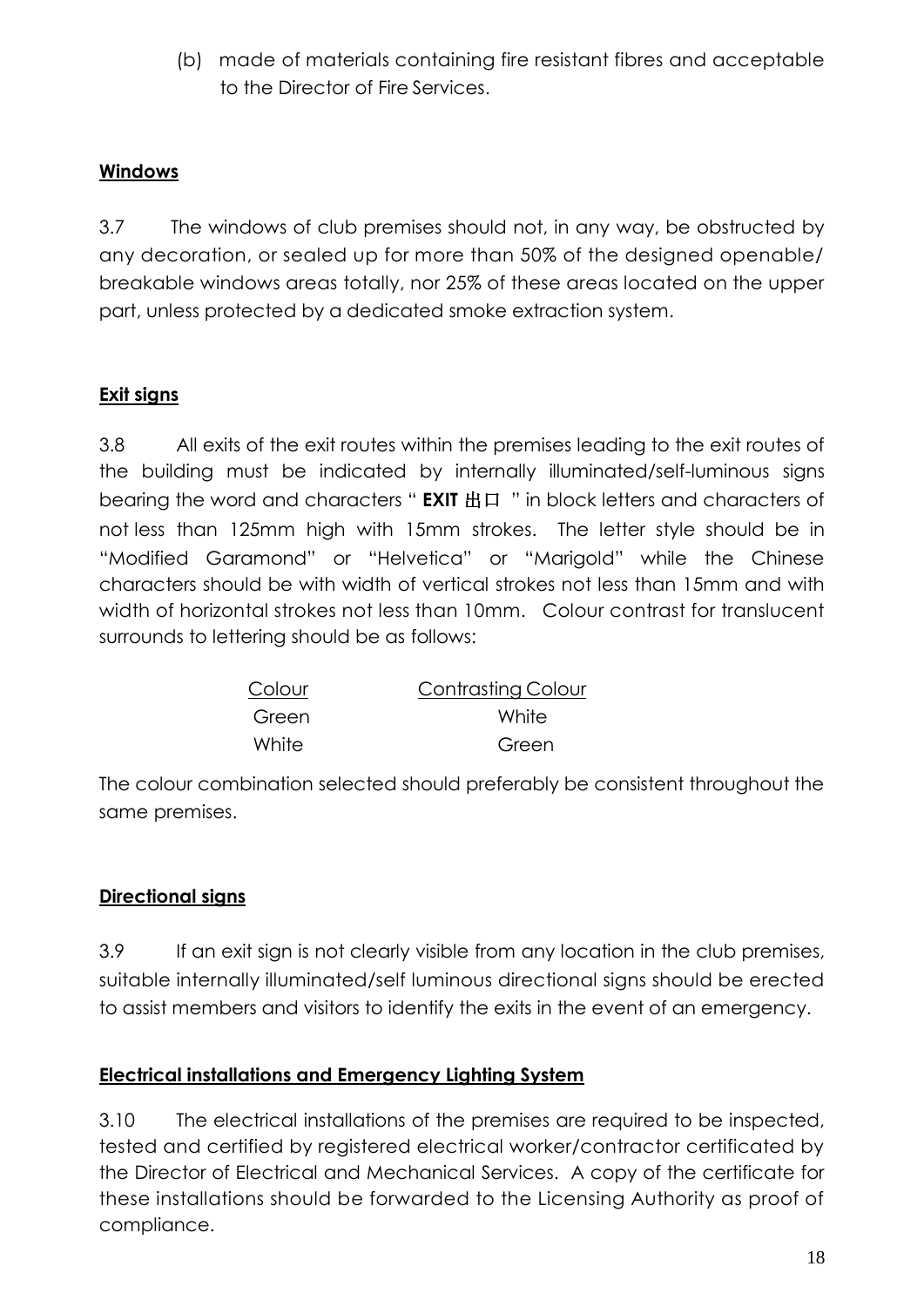(b) made of materials containing fire resistant fibres and acceptable to the Director of Fire Services.

**Windows**

3.7 The windows of club premises should not, in any way, be obstructed by any decoration, or sealed up for more than 50% of the designed openable/ breakable windows areas totally, nor 25% of these areas located on the upper part, unless protected by a dedicated smoke extraction system.

**Exit signs**

3.8 All exits of the exit routes within the premises leading to the exit routes of the building must be indicated by internally illuminated/self-luminous signs bearing the word and characters " **EXIT** 出口 " in block letters and characters of not less than 125mm high with 15mm strokes. The letter style should be in "Modified Garamond" or "Helvetica" or "Marigold" while the Chinese characters should be with width of vertical strokes not less than 15mm and with width of horizontal strokes not less than 10mm. Colour contrast for translucent surrounds to lettering should be as follows:

| Colour | Contrasting Colour |
|---|---|
| Green | White |
| White | Green |

The colour combination selected should preferably be consistent throughout the same premises.

**Directional signs**

3.9 If an exit sign is not clearly visible from any location in the club premises, suitable internally illuminated/self luminous directional signs should be erected to assist members and visitors to identify the exits in the event of an emergency.

**Electrical installations and Emergency Lighting System**

3.10 The electrical installations of the premises are required to be inspected, tested and certified by registered electrical worker/contractor certificated by the Director of Electrical and Mechanical Services. A copy of the certificate for these installations should be forwarded to the Licensing Authority as proof of compliance.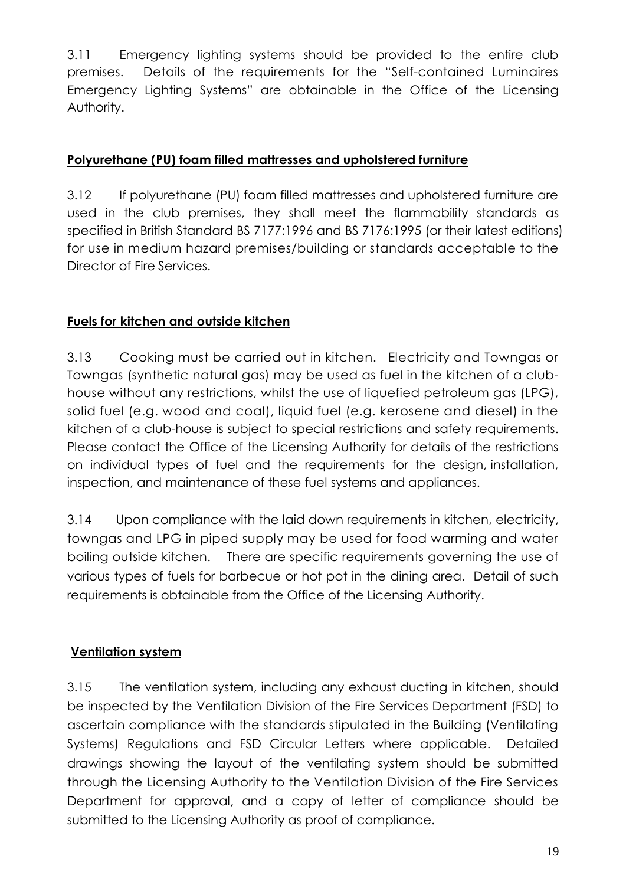3.11 Emergency lighting systems should be provided to the entire club premises. Details of the requirements for the "Self-contained Luminaires Emergency Lighting Systems" are obtainable in the Office of the Licensing Authority.

**Polyurethane (PU) foam filled mattresses and upholstered furniture**

3.12 If polyurethane (PU) foam filled mattresses and upholstered furniture are used in the club premises, they shall meet the flammability standards as specified in British Standard BS 7177:1996 and BS 7176:1995 (or their latest editions) for use in medium hazard premises/building or standards acceptable to the Director of Fire Services.

**Fuels for kitchen and outside kitchen**

3.13 Cooking must be carried out in kitchen. Electricity and Towngas or Towngas (synthetic natural gas) may be used as fuel in the kitchen of a club-house without any restrictions, whilst the use of liquefied petroleum gas (LPG), solid fuel (e.g. wood and coal), liquid fuel (e.g. kerosene and diesel) in the kitchen of a club-house is subject to special restrictions and safety requirements. Please contact the Office of the Licensing Authority for details of the restrictions on individual types of fuel and the requirements for the design, installation, inspection, and maintenance of these fuel systems and appliances.

3.14 Upon compliance with the laid down requirements in kitchen, electricity, towngas and LPG in piped supply may be used for food warming and water boiling outside kitchen. There are specific requirements governing the use of various types of fuels for barbecue or hot pot in the dining area. Detail of such requirements is obtainable from the Office of the Licensing Authority.

**Ventilation system**

3.15 The ventilation system, including any exhaust ducting in kitchen, should be inspected by the Ventilation Division of the Fire Services Department (FSD) to ascertain compliance with the standards stipulated in the Building (Ventilating Systems) Regulations and FSD Circular Letters where applicable. Detailed drawings showing the layout of the ventilating system should be submitted through the Licensing Authority to the Ventilation Division of the Fire Services Department for approval, and a copy of letter of compliance should be submitted to the Licensing Authority as proof of compliance.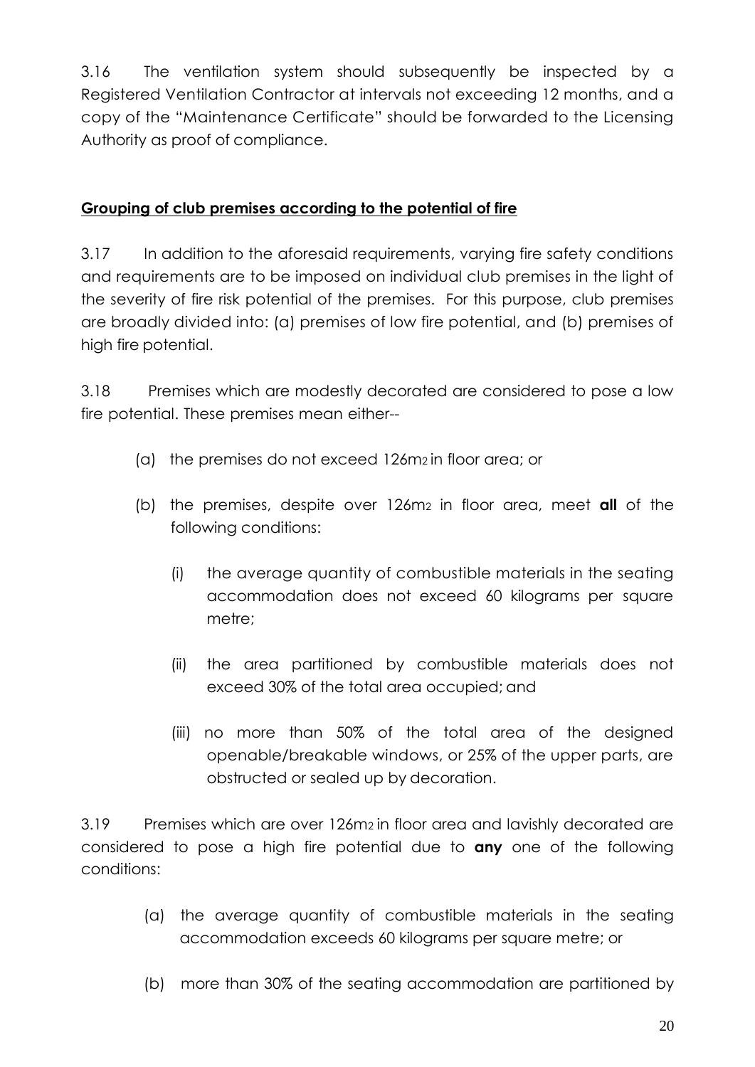3.16 The ventilation system should subsequently be inspected by a Registered Ventilation Contractor at intervals not exceeding 12 months, and a copy of the "Maintenance Certificate" should be forwarded to the Licensing Authority as proof of compliance.

**Grouping of club premises according to the potential of fire**

3.17 In addition to the aforesaid requirements, varying fire safety conditions and requirements are to be imposed on individual club premises in the light of the severity of fire risk potential of the premises. For this purpose, club premises are broadly divided into: (a) premises of low fire potential, and (b) premises of high fire potential.

3.18 Premises which are modestly decorated are considered to pose a low fire potential. These premises mean either--

(a) the premises do not exceed 126m$^2$ in floor area; or

(b) the premises, despite over 126m$^2$ in floor area, meet **all** of the following conditions:

(i) the average quantity of combustible materials in the seating accommodation does not exceed 60 kilograms per square metre;

(ii) the area partitioned by combustible materials does not exceed 30% of the total area occupied; and

(iii) no more than 50% of the total area of the designed openable/breakable windows, or 25% of the upper parts, are obstructed or sealed up by decoration.

3.19 Premises which are over 126m$^2$ in floor area and lavishly decorated are considered to pose a high fire potential due to **any** one of the following conditions:

(a) the average quantity of combustible materials in the seating accommodation exceeds 60 kilograms per square metre; or

(b) more than 30% of the seating accommodation are partitioned by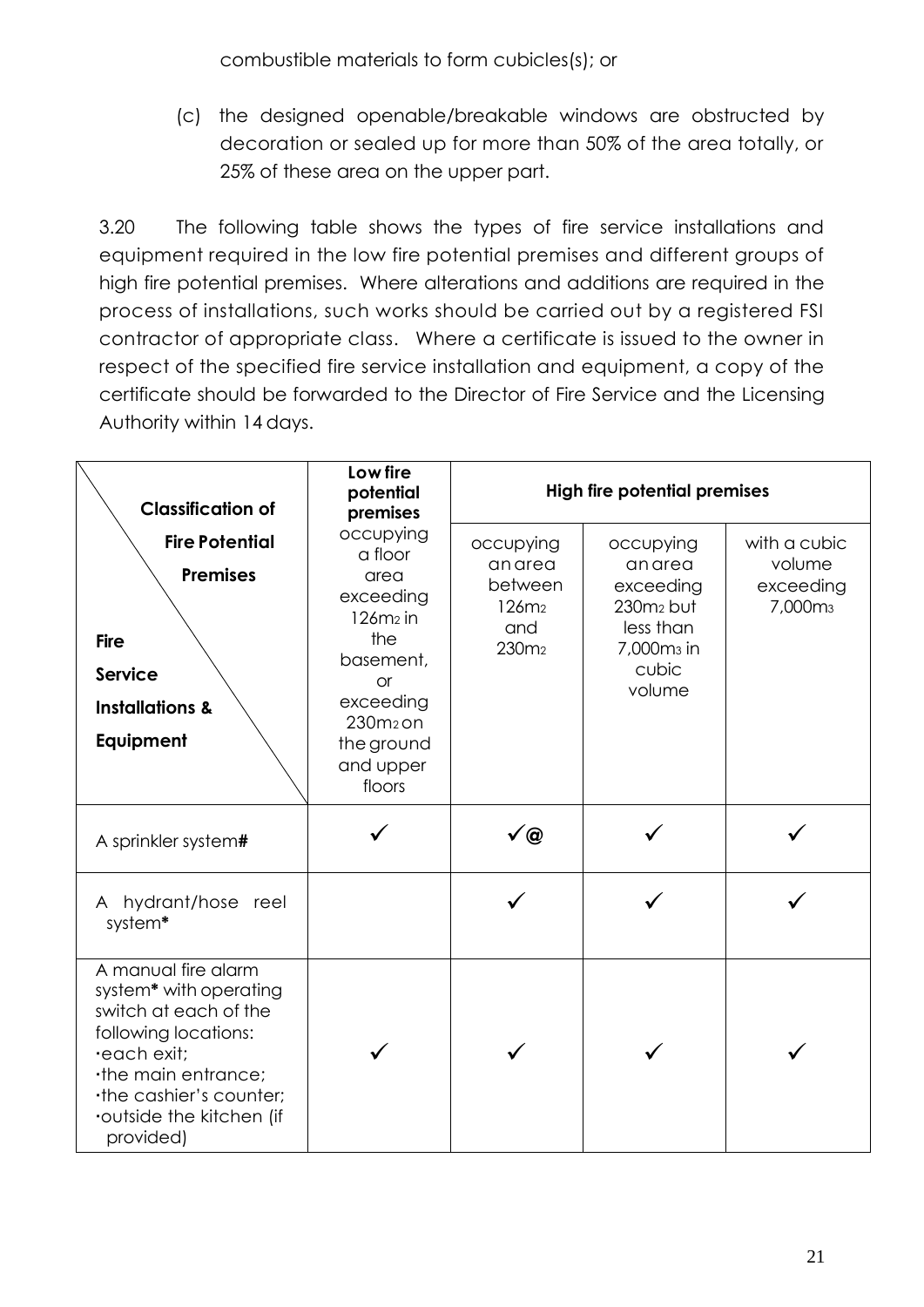combustible materials to form cubicles(s); or

(c) the designed openable/breakable windows are obstructed by decoration or sealed up for more than 50% of the area totally, or 25% of these area on the upper part.

3.20 The following table shows the types of fire service installations and equipment required in the low fire potential premises and different groups of high fire potential premises. Where alterations and additions are required in the process of installations, such works should be carried out by a registered FSI contractor of appropriate class. Where a certificate is issued to the owner in respect of the specified fire service installation and equipment, a copy of the certificate should be forwarded to the Director of Fire Service and the Licensing Authority within 14 days.

| **Classification of Fire Potential Premises** / **Fire Service Installations & Equipment** | **Low fire potential premises** | **High fire potential premises** | | |
|---|---|---|---|---|
| | occupying a floor area exceeding $126m^2$ in the basement, or exceeding $230m^2$ on the ground and upper floors | occupying an area between $126m^2$ and $230m^2$ | occupying an area exceeding $230m^2$ but less than $7,000m^3$ in cubic volume | with a cubic volume exceeding $7,000m^3$ |
| A sprinkler system**#** | ✓ | ✓@ | ✓ | ✓ |
| A hydrant/hose reel system***** | | ✓ | ✓ | ✓ |
| A manual fire alarm system***** with operating switch at each of the following locations:<br>·each exit;<br>·the main entrance;<br>·the cashier's counter;<br>·outside the kitchen (if provided) | ✓ | ✓ | ✓ | ✓ |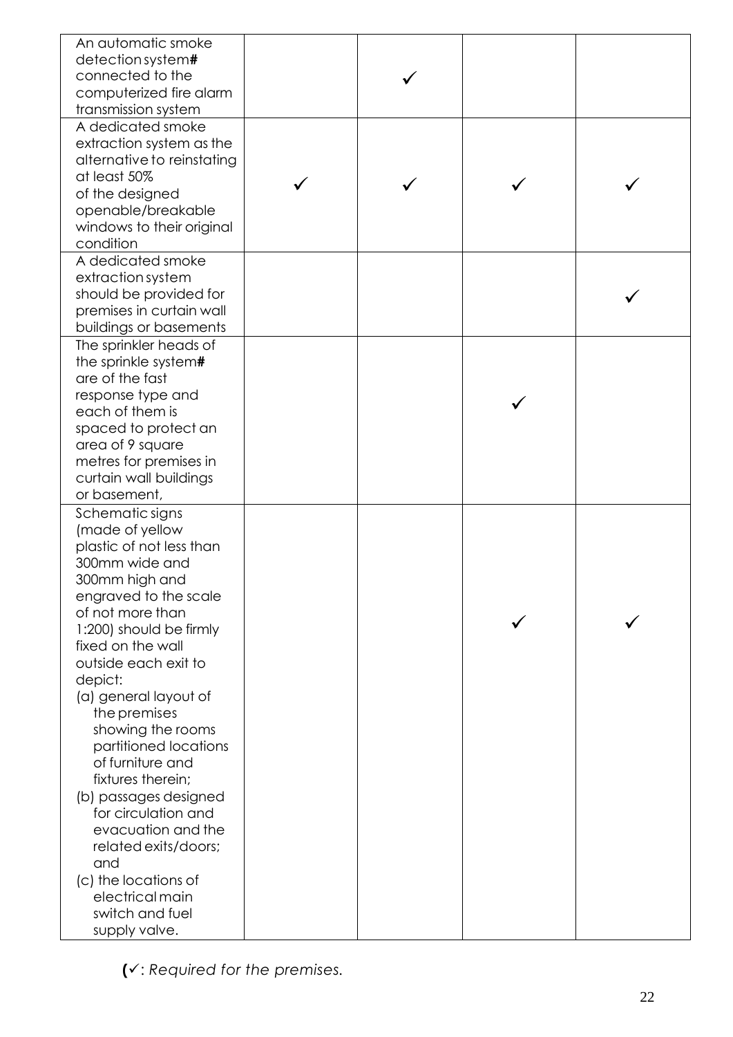| | | | | |
|---|---|---|---|---|
| An automatic smoke detection system**#** connected to the computerized fire alarm transmission system | | ✓ | | |
| A dedicated smoke extraction system as the alternative to reinstating at least 50% of the designed openable/breakable windows to their original condition | ✓ | ✓ | ✓ | ✓ |
| A dedicated smoke extraction system should be provided for premises in curtain wall buildings or basements | | | | ✓ |
| The sprinkler heads of the sprinkle system**#** are of the fast response type and each of them is spaced to protect an area of 9 square metres for premises in curtain wall buildings or basement, | | | ✓ | |
| Schematic signs (made of yellow plastic of not less than 300mm wide and 300mm high and engraved to the scale of not more than 1:200) should be firmly fixed on the wall outside each exit to depict:<br>(a) general layout of the premises showing the rooms partitioned locations of furniture and fixtures therein;<br>(b) passages designed for circulation and evacuation and the related exits/doors; and<br>(c) the locations of electrical main switch and fuel supply valve. | | | ✓ | ✓ |

**(**✓: *Required for the premises.*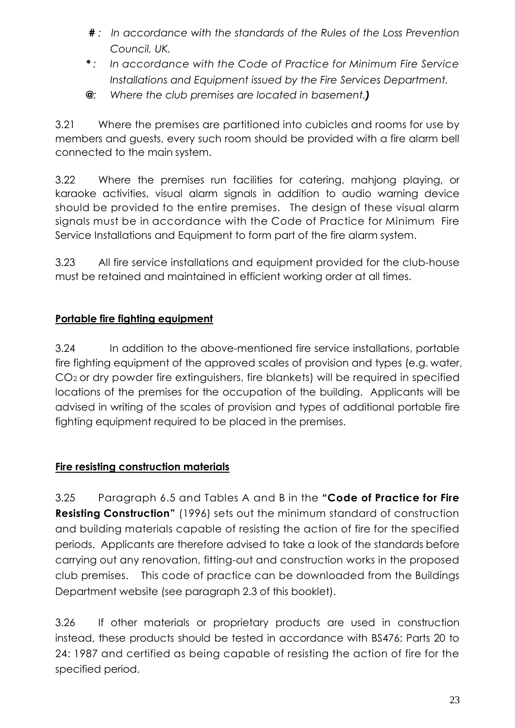- **#** *: In accordance with the standards of the Rules of the Loss Prevention Council, UK.*
- **\*** *: In accordance with the Code of Practice for Minimum Fire Service Installations and Equipment issued by the Fire Services Department.*
- **@***: Where the club premises are located in basement.****)***

3.21 Where the premises are partitioned into cubicles and rooms for use by members and guests, every such room should be provided with a fire alarm bell connected to the main system.

3.22 Where the premises run facilities for catering, mahjong playing, or karaoke activities, visual alarm signals in addition to audio warning device should be provided to the entire premises. The design of these visual alarm signals must be in accordance with the Code of Practice for Minimum Fire Service Installations and Equipment to form part of the fire alarm system.

3.23 All fire service installations and equipment provided for the club-house must be retained and maintained in efficient working order at all times.

**Portable fire fighting equipment**

3.24 In addition to the above-mentioned fire service installations, portable fire fighting equipment of the approved scales of provision and types (e.g. water, $CO_2$ or dry powder fire extinguishers, fire blankets) will be required in specified locations of the premises for the occupation of the building. Applicants will be advised in writing of the scales of provision and types of additional portable fire fighting equipment required to be placed in the premises.

**Fire resisting construction materials**

3.25 Paragraph 6.5 and Tables A and B in the **"Code of Practice for Fire Resisting Construction"** (1996) sets out the minimum standard of construction and building materials capable of resisting the action of fire for the specified periods. Applicants are therefore advised to take a look of the standards before carrying out any renovation, fitting-out and construction works in the proposed club premises. This code of practice can be downloaded from the Buildings Department website (see paragraph 2.3 of this booklet).

3.26 If other materials or proprietary products are used in construction instead, these products should be tested in accordance with BS476: Parts 20 to 24: 1987 and certified as being capable of resisting the action of fire for the specified period.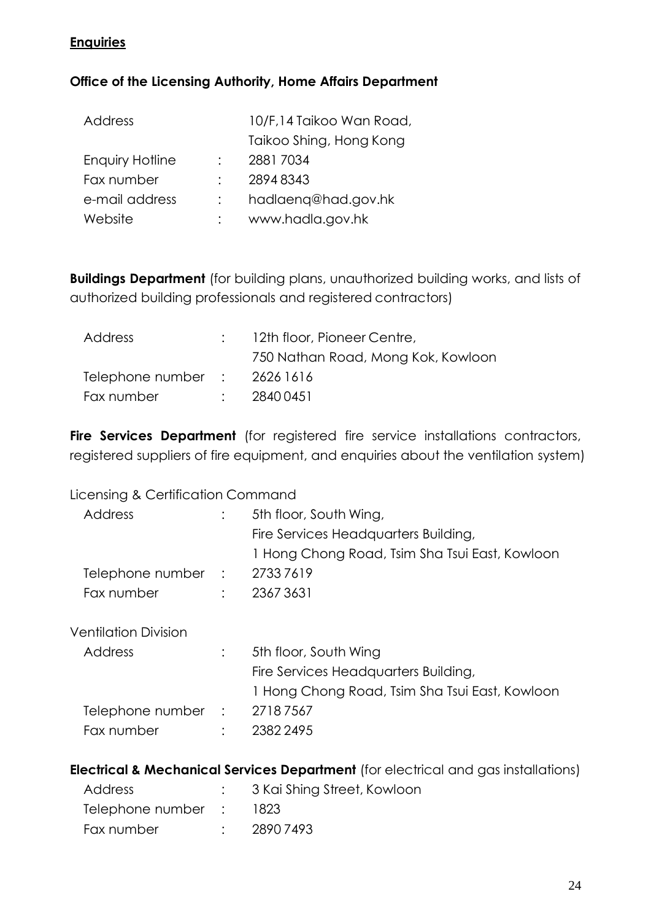**Enquiries**

**Office of the Licensing Authority, Home Affairs Department**

| | | |
|---|---|---|
| Address | | 10/F,14 Taikoo Wan Road, Taikoo Shing, Hong Kong |
| Enquiry Hotline | : | 2881 7034 |
| Fax number | : | 2894 8343 |
| e-mail address | : | hadlaenq@had.gov.hk |
| Website | : | www.hadla.gov.hk |

**Buildings Department** (for building plans, unauthorized building works, and lists of authorized building professionals and registered contractors)

| | | |
|---|---|---|
| Address | : | 12th floor, Pioneer Centre, 750 Nathan Road, Mong Kok, Kowloon |
| Telephone number | : | 2626 1616 |
| Fax number | : | 2840 0451 |

**Fire Services Department** (for registered fire service installations contractors, registered suppliers of fire equipment, and enquiries about the ventilation system)

Licensing & Certification Command

| | | |
|---|---|---|
| Address | : | 5th floor, South Wing, Fire Services Headquarters Building, 1 Hong Chong Road, Tsim Sha Tsui East, Kowloon |
| Telephone number | : | 2733 7619 |
| Fax number | : | 2367 3631 |

Ventilation Division

| | | |
|---|---|---|
| Address | : | 5th floor, South Wing Fire Services Headquarters Building, 1 Hong Chong Road, Tsim Sha Tsui East, Kowloon |
| Telephone number | : | 2718 7567 |
| Fax number | : | 2382 2495 |

**Electrical & Mechanical Services Department** (for electrical and gas installations)

| | | |
|---|---|---|
| Address | : | 3 Kai Shing Street, Kowloon |
| Telephone number | : | 1823 |
| Fax number | : | 2890 7493 |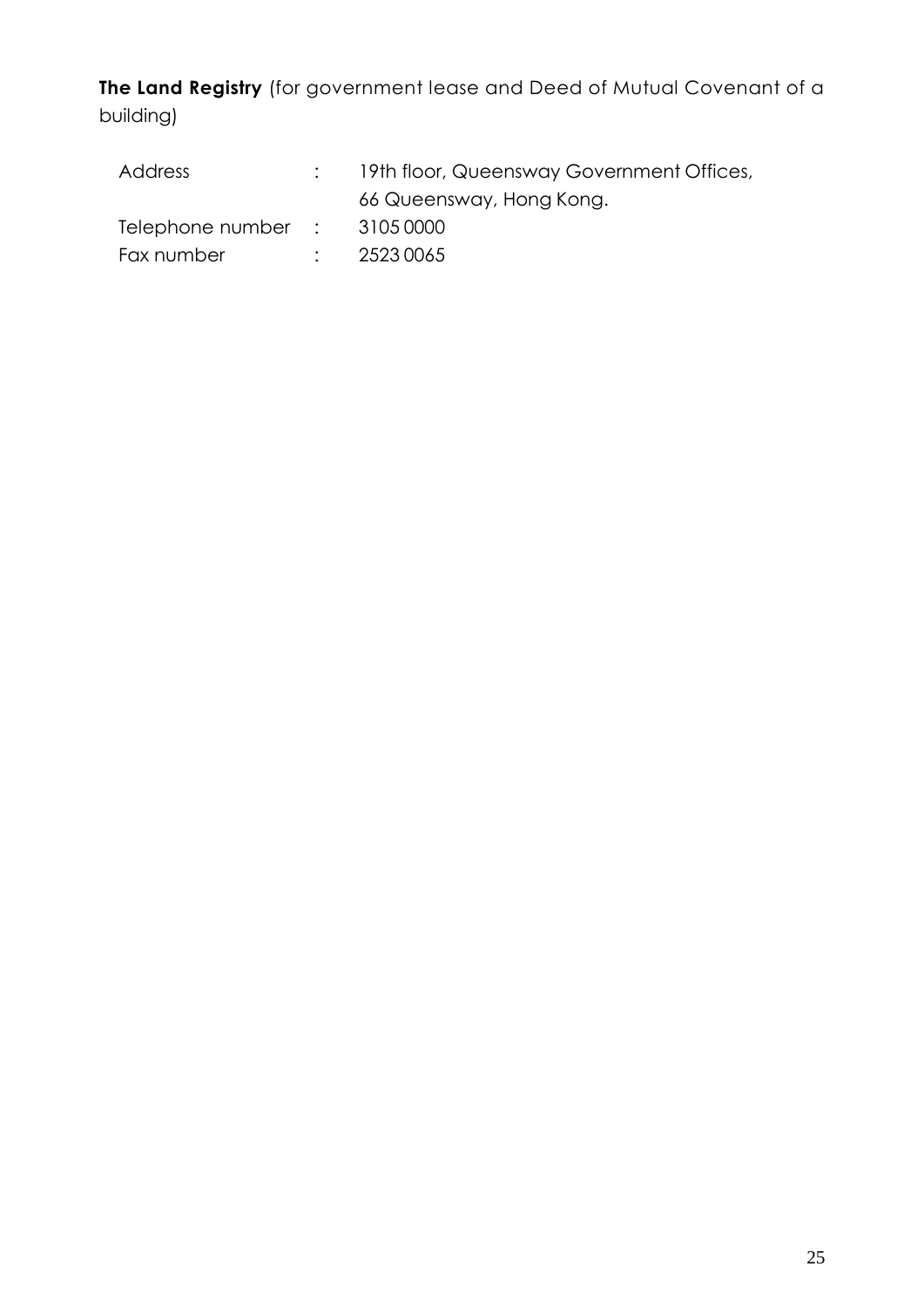**The Land Registry** (for government lease and Deed of Mutual Covenant of a building)

| | | |
|---|---|---|
| Address | : | 19th floor, Queensway Government Offices, 66 Queensway, Hong Kong. |
| Telephone number | : | 3105 0000 |
| Fax number | : | 2523 0065 |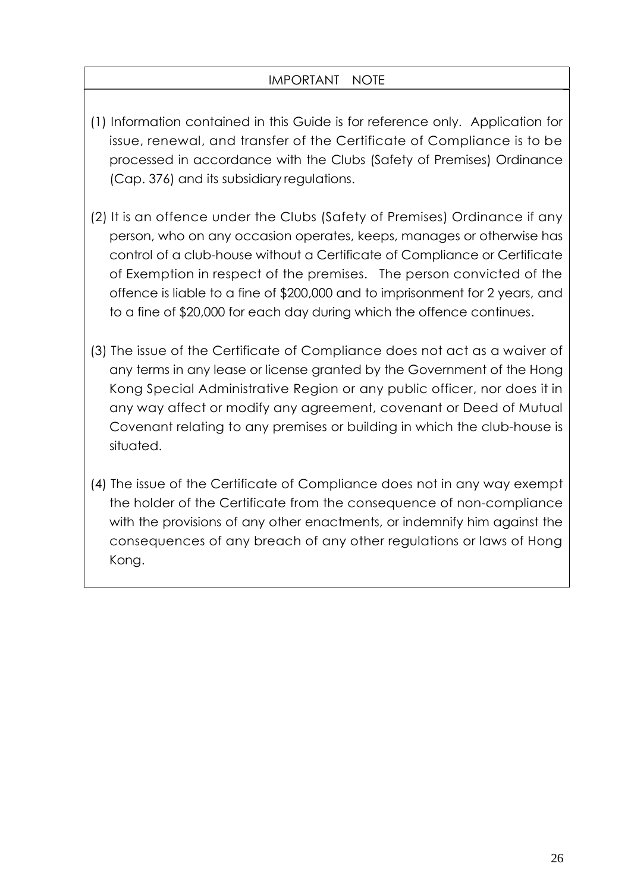## IMPORTANT NOTE

(1) Information contained in this Guide is for reference only. Application for issue, renewal, and transfer of the Certificate of Compliance is to be processed in accordance with the Clubs (Safety of Premises) Ordinance (Cap. 376) and its subsidiary regulations.

(2) It is an offence under the Clubs (Safety of Premises) Ordinance if any person, who on any occasion operates, keeps, manages or otherwise has control of a club-house without a Certificate of Compliance or Certificate of Exemption in respect of the premises. The person convicted of the offence is liable to a fine of $200,000 and to imprisonment for 2 years, and to a fine of $20,000 for each day during which the offence continues.

(3) The issue of the Certificate of Compliance does not act as a waiver of any terms in any lease or license granted by the Government of the Hong Kong Special Administrative Region or any public officer, nor does it in any way affect or modify any agreement, covenant or Deed of Mutual Covenant relating to any premises or building in which the club-house is situated.

(4) The issue of the Certificate of Compliance does not in any way exempt the holder of the Certificate from the consequence of non-compliance with the provisions of any other enactments, or indemnify him against the consequences of any breach of any other regulations or laws of Hong Kong.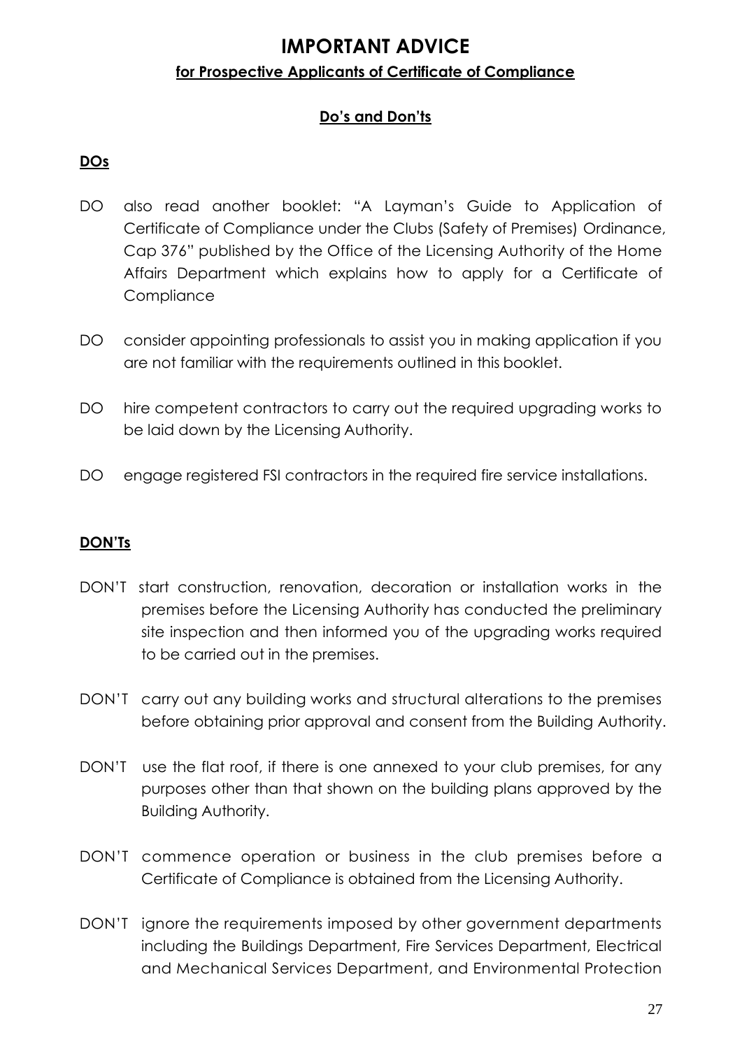# IMPORTANT ADVICE

## for Prospective Applicants of Certificate of Compliance

### Do's and Don'ts

**DOs**

DO also read another booklet: "A Layman's Guide to Application of Certificate of Compliance under the Clubs (Safety of Premises) Ordinance, Cap 376" published by the Office of the Licensing Authority of the Home Affairs Department which explains how to apply for a Certificate of Compliance

DO consider appointing professionals to assist you in making application if you are not familiar with the requirements outlined in this booklet.

DO hire competent contractors to carry out the required upgrading works to be laid down by the Licensing Authority.

DO engage registered FSI contractors in the required fire service installations.

**DON'Ts**

DON'T start construction, renovation, decoration or installation works in the premises before the Licensing Authority has conducted the preliminary site inspection and then informed you of the upgrading works required to be carried out in the premises.

DON'T carry out any building works and structural alterations to the premises before obtaining prior approval and consent from the Building Authority.

DON'T use the flat roof, if there is one annexed to your club premises, for any purposes other than that shown on the building plans approved by the Building Authority.

DON'T commence operation or business in the club premises before a Certificate of Compliance is obtained from the Licensing Authority.

DON'T ignore the requirements imposed by other government departments including the Buildings Department, Fire Services Department, Electrical and Mechanical Services Department, and Environmental Protection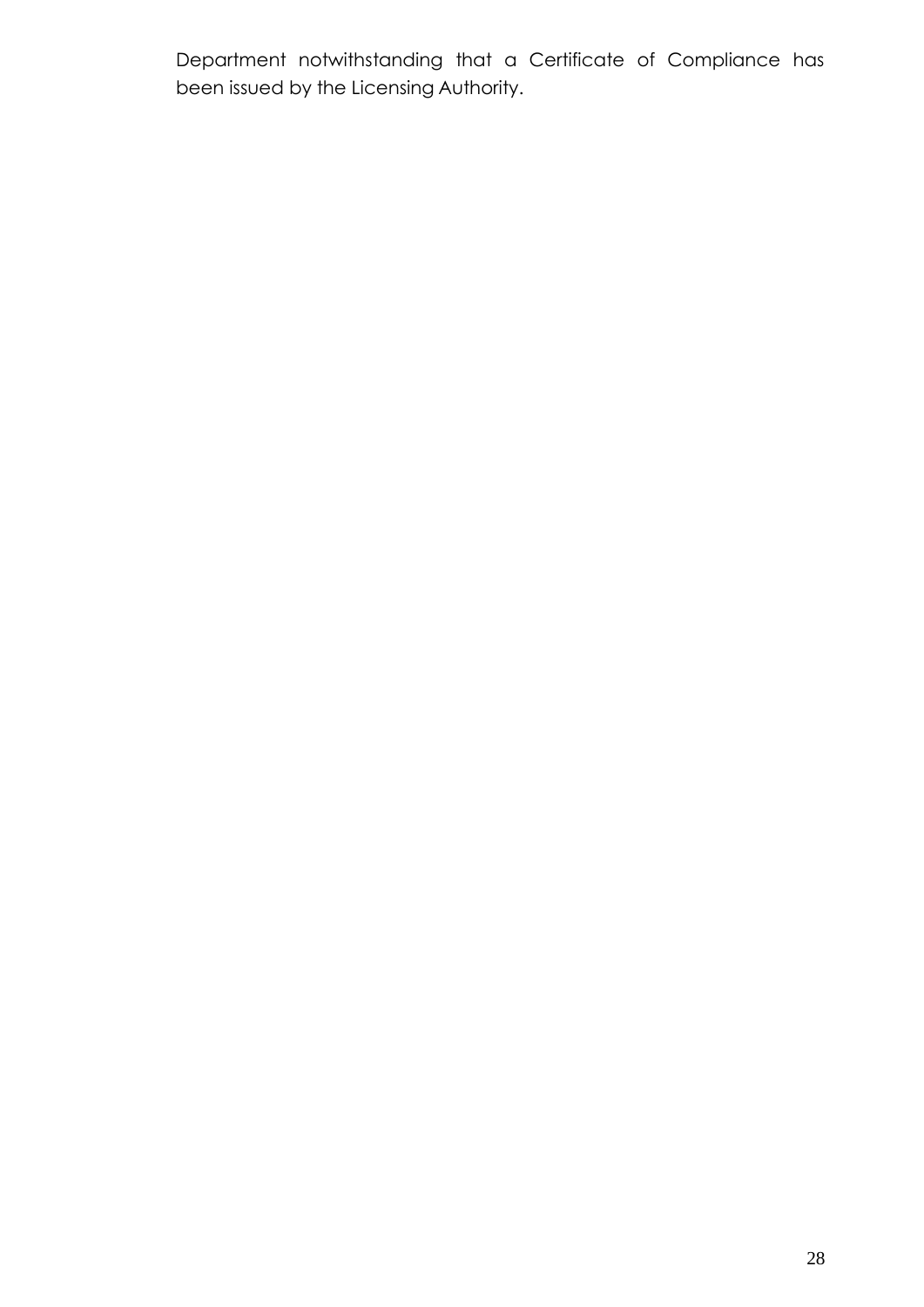Department notwithstanding that a Certificate of Compliance has been issued by the Licensing Authority.